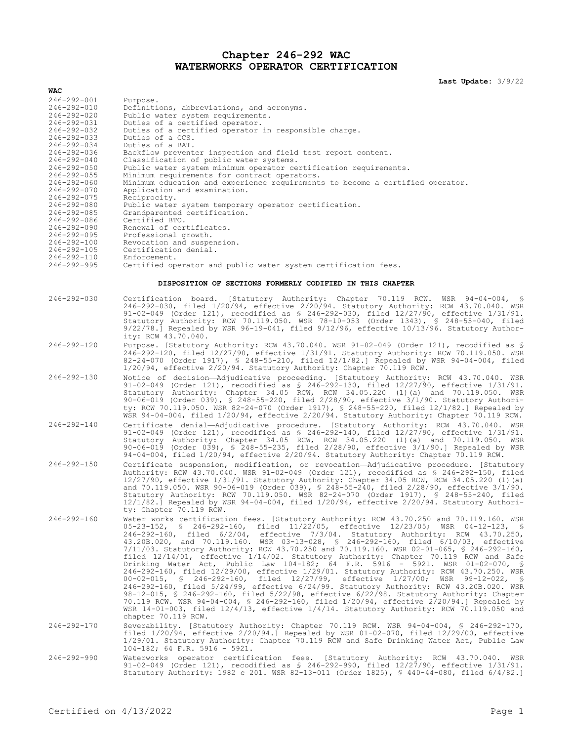# Chapter 246-292 WAC
# WATERWORKS OPERATOR CERTIFICATION

**Last Update:** 3/9/22

**WAC**

| | |
|---|---|
| 246-292-001 | Purpose. |
| 246-292-010 | Definitions, abbreviations, and acronyms. |
| 246-292-020 | Public water system requirements. |
| 246-292-031 | Duties of a certified operator. |
| 246-292-032 | Duties of a certified operator in responsible charge. |
| 246-292-033 | Duties of a CCS. |
| 246-292-034 | Duties of a BAT. |
| 246-292-036 | Backflow preventer inspection and field test report content. |
| 246-292-040 | Classification of public water systems. |
| 246-292-050 | Public water system minimum operator certification requirements. |
| 246-292-055 | Minimum requirements for contract operators. |
| 246-292-060 | Minimum education and experience requirements to become a certified operator. |
| 246-292-070 | Application and examination. |
| 246-292-075 | Reciprocity. |
| 246-292-080 | Public water system temporary operator certification. |
| 246-292-085 | Grandparented certification. |
| 246-292-086 | Certified BTO. |
| 246-292-090 | Renewal of certificates. |
| 246-292-095 | Professional growth. |
| 246-292-100 | Revocation and suspension. |
| 246-292-105 | Certification denial. |
| 246-292-110 | Enforcement. |
| 246-292-995 | Certified operator and public water system certification fees. |

**DISPOSITION OF SECTIONS FORMERLY CODIFIED IN THIS CHAPTER**

| | |
|---|---|
| 246-292-030 | Certification board. [Statutory Authority: Chapter 70.119 RCW. WSR 94-04-004, § 246-292-030, filed 1/20/94, effective 2/20/94. Statutory Authority: RCW 43.70.040. WSR 91-02-049 (Order 121), recodified as § 246-292-030, filed 12/27/90, effective 1/31/91. Statutory Authority: RCW 70.119.050. WSR 78-10-053 (Order 1343), § 248-55-040, filed 9/22/78.] Repealed by WSR 96-19-041, filed 9/12/96, effective 10/13/96. Statutory Authority: RCW 43.70.040. |
| 246-292-120 | Purpose. [Statutory Authority: RCW 43.70.040. WSR 91-02-049 (Order 121), recodified as § 246-292-120, filed 12/27/90, effective 1/31/91. Statutory Authority: RCW 70.119.050. WSR 82-24-070 (Order 1917), § 248-55-210, filed 12/1/82.] Repealed by WSR 94-04-004, filed 1/20/94, effective 2/20/94. Statutory Authority: Chapter 70.119 RCW. |
| 246-292-130 | Notice of decision—Adjudicative proceeding. [Statutory Authority: RCW 43.70.040. WSR 91-02-049 (Order 121), recodified as § 246-292-130, filed 12/27/90, effective 1/31/91. Statutory Authority: Chapter 34.05 RCW, RCW 34.05.220 (1)(a) and 70.119.050. WSR 90-06-019 (Order 039), § 248-55-220, filed 2/28/90, effective 3/1/90. Statutory Authority: RCW 70.119.050. WSR 82-24-070 (Order 1917), § 248-55-220, filed 12/1/82.] Repealed by WSR 94-04-004, filed 1/20/94, effective 2/20/94. Statutory Authority: Chapter 70.119 RCW. |
| 246-292-140 | Certificate denial—Adjudicative procedure. [Statutory Authority: RCW 43.70.040. WSR 91-02-049 (Order 121), recodified as § 246-292-140, filed 12/27/90, effective 1/31/91. Statutory Authority: Chapter 34.05 RCW, RCW 34.05.220 (1)(a) and 70.119.050. WSR 90-06-019 (Order 039), § 248-55-235, filed 2/28/90, effective 3/1/90.] Repealed by WSR 94-04-004, filed 1/20/94, effective 2/20/94. Statutory Authority: Chapter 70.119 RCW. |
| 246-292-150 | Certificate suspension, modification, or revocation—Adjudicative procedure. [Statutory Authority: RCW 43.70.040. WSR 91-02-049 (Order 121), recodified as § 246-292-150, filed 12/27/90, effective 1/31/91. Statutory Authority: Chapter 34.05 RCW, RCW 34.05.220 (1)(a) and 70.119.050. WSR 90-06-019 (Order 039), § 248-55-240, filed 2/28/90, effective 3/1/90. Statutory Authority: RCW 70.119.050. WSR 82-24-070 (Order 1917), § 248-55-240, filed 12/1/82.] Repealed by WSR 94-04-004, filed 1/20/94, effective 2/20/94. Statutory Authority: Chapter 70.119 RCW. |
| 246-292-160 | Water works certification fees. [Statutory Authority: RCW 43.70.250 and 70.119.160. WSR 05-23-152, § 246-292-160, filed 11/22/05, effective 12/23/05; WSR 04-12-123, § 246-292-160, filed 6/2/04, effective 7/3/04. Statutory Authority: RCW 43.70.250, 43.20B.020, and 70.119.160. WSR 03-13-028, § 246-292-160, filed 6/10/03, effective 7/11/03. Statutory Authority: RCW 43.70.250 and 70.119.160. WSR 02-01-065, § 246-292-160, filed 12/14/01, effective 1/14/02. Statutory Authority: Chapter 70.119 RCW and Safe Drinking Water Act, Public Law 104-182; 64 F.R. 5916 - 5921. WSR 01-02-070, § 246-292-160, filed 12/29/00, effective 1/29/01. Statutory Authority: RCW 43.70.250. WSR 00-02-015, § 246-292-160, filed 12/27/99, effective 1/27/00; WSR 99-12-022, § 246-292-160, filed 5/24/99, effective 6/24/99. Statutory Authority: RCW 43.20B.020. WSR 98-12-015, § 246-292-160, filed 5/22/98, effective 6/22/98. Statutory Authority: Chapter 70.119 RCW. WSR 94-04-004, § 246-292-160, filed 1/20/94, effective 2/20/94.] Repealed by WSR 14-01-003, filed 12/4/13, effective 1/4/14. Statutory Authority: RCW 70.119.050 and chapter 70.119 RCW. |
| 246-292-170 | Severability. [Statutory Authority: Chapter 70.119 RCW. WSR 94-04-004, § 246-292-170, filed 1/20/94, effective 2/20/94.] Repealed by WSR 01-02-070, filed 12/29/00, effective 1/29/01. Statutory Authority: Chapter 70.119 RCW and Safe Drinking Water Act, Public Law 104-182; 64 F.R. 5916 - 5921. |
| 246-292-990 | Waterworks operator certification fees. [Statutory Authority: RCW 43.70.040. WSR 91-02-049 (Order 121), recodified as § 246-292-990, filed 12/27/90, effective 1/31/91. Statutory Authority: 1982 c 201. WSR 82-13-011 (Order 1825), § 440-44-080, filed 6/4/82.] |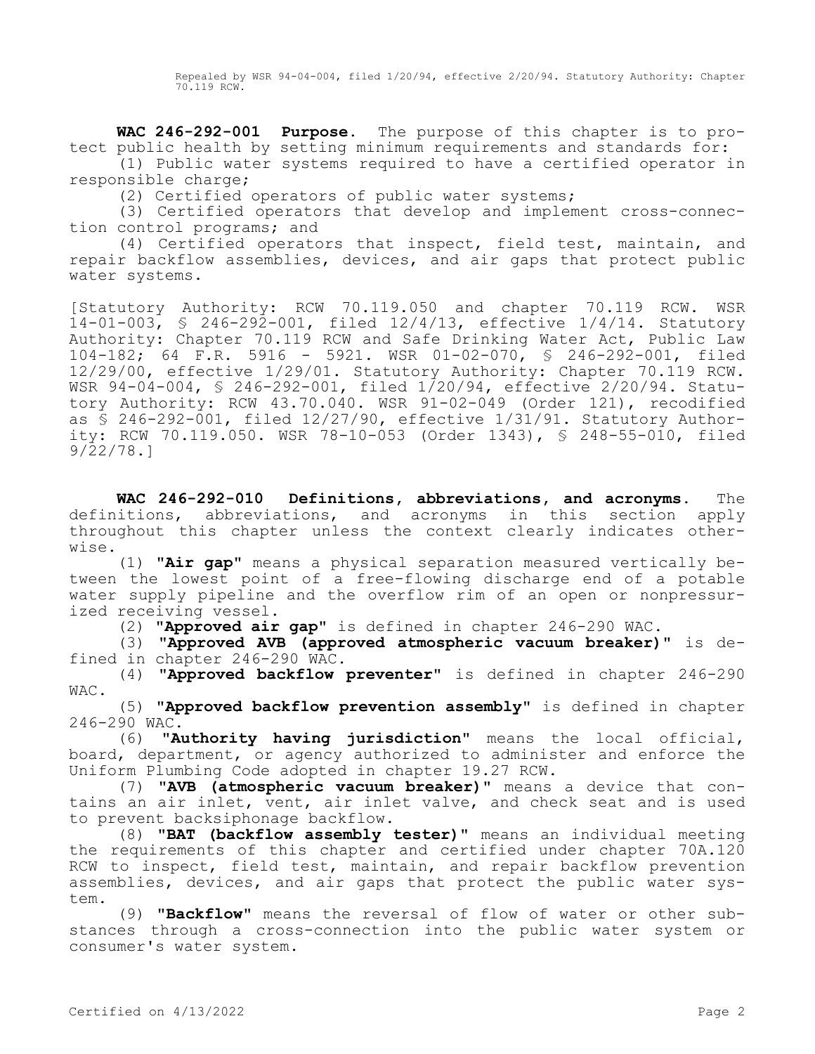Repealed by WSR 94-04-004, filed 1/20/94, effective 2/20/94. Statutory Authority: Chapter 70.119 RCW.

**WAC 246-292-001 Purpose.** The purpose of this chapter is to protect public health by setting minimum requirements and standards for:

(1) Public water systems required to have a certified operator in responsible charge;

(2) Certified operators of public water systems;

(3) Certified operators that develop and implement cross-connection control programs; and

(4) Certified operators that inspect, field test, maintain, and repair backflow assemblies, devices, and air gaps that protect public water systems.

[Statutory Authority: RCW 70.119.050 and chapter 70.119 RCW. WSR 14-01-003, § 246-292-001, filed 12/4/13, effective 1/4/14. Statutory Authority: Chapter 70.119 RCW and Safe Drinking Water Act, Public Law 104-182; 64 F.R. 5916 - 5921. WSR 01-02-070, § 246-292-001, filed 12/29/00, effective 1/29/01. Statutory Authority: Chapter 70.119 RCW. WSR 94-04-004, § 246-292-001, filed 1/20/94, effective 2/20/94. Statutory Authority: RCW 43.70.040. WSR 91-02-049 (Order 121), recodified as § 246-292-001, filed 12/27/90, effective 1/31/91. Statutory Authority: RCW 70.119.050. WSR 78-10-053 (Order 1343), § 248-55-010, filed 9/22/78.]

**WAC 246-292-010 Definitions, abbreviations, and acronyms.** The definitions, abbreviations, and acronyms in this section apply throughout this chapter unless the context clearly indicates otherwise.

(1) **"Air gap"** means a physical separation measured vertically between the lowest point of a free-flowing discharge end of a potable water supply pipeline and the overflow rim of an open or nonpressurized receiving vessel.

(2) **"Approved air gap"** is defined in chapter 246-290 WAC.

(3) **"Approved AVB (approved atmospheric vacuum breaker)"** is defined in chapter 246-290 WAC.

(4) **"Approved backflow preventer"** is defined in chapter 246-290 WAC.

(5) **"Approved backflow prevention assembly"** is defined in chapter 246-290 WAC.

(6) **"Authority having jurisdiction"** means the local official, board, department, or agency authorized to administer and enforce the Uniform Plumbing Code adopted in chapter 19.27 RCW.

(7) **"AVB (atmospheric vacuum breaker)"** means a device that contains an air inlet, vent, air inlet valve, and check seat and is used to prevent backsiphonage backflow.

(8) **"BAT (backflow assembly tester)"** means an individual meeting the requirements of this chapter and certified under chapter 70A.120 RCW to inspect, field test, maintain, and repair backflow prevention assemblies, devices, and air gaps that protect the public water system.

(9) **"Backflow"** means the reversal of flow of water or other substances through a cross-connection into the public water system or consumer's water system.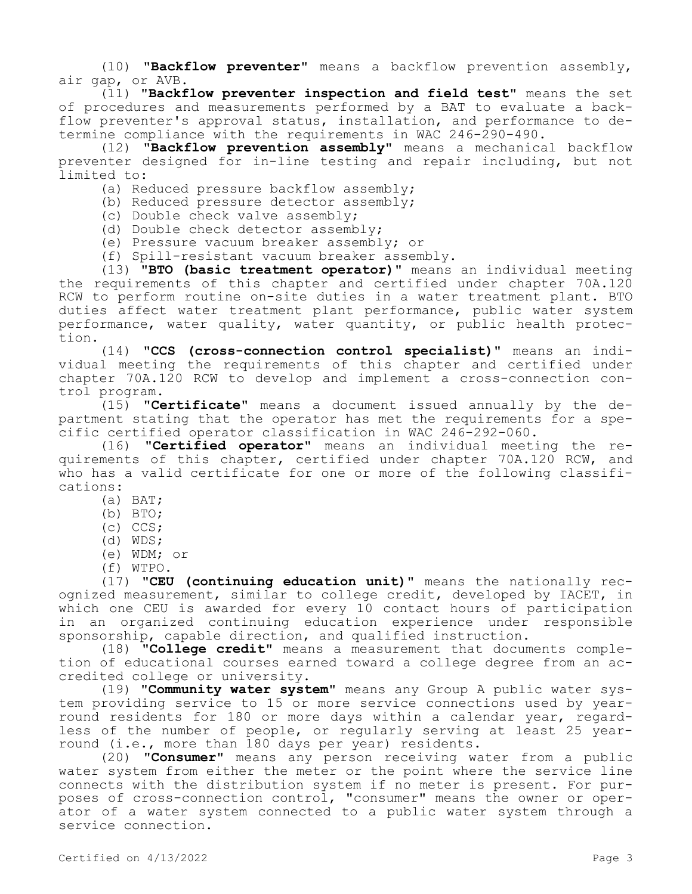(10) **"Backflow preventer"** means a backflow prevention assembly, air gap, or AVB.

(11) **"Backflow preventer inspection and field test"** means the set of procedures and measurements performed by a BAT to evaluate a backflow preventer's approval status, installation, and performance to determine compliance with the requirements in WAC 246-290-490.

(12) **"Backflow prevention assembly"** means a mechanical backflow preventer designed for in-line testing and repair including, but not limited to:

(a) Reduced pressure backflow assembly;

(b) Reduced pressure detector assembly;

(c) Double check valve assembly;

(d) Double check detector assembly;

(e) Pressure vacuum breaker assembly; or

(f) Spill-resistant vacuum breaker assembly.

(13) **"BTO (basic treatment operator)"** means an individual meeting the requirements of this chapter and certified under chapter 70A.120 RCW to perform routine on-site duties in a water treatment plant. BTO duties affect water treatment plant performance, public water system performance, water quality, water quantity, or public health protection.

(14) **"CCS (cross-connection control specialist)"** means an individual meeting the requirements of this chapter and certified under chapter 70A.120 RCW to develop and implement a cross-connection control program.

(15) **"Certificate"** means a document issued annually by the department stating that the operator has met the requirements for a specific certified operator classification in WAC 246-292-060.

(16) **"Certified operator"** means an individual meeting the requirements of this chapter, certified under chapter 70A.120 RCW, and who has a valid certificate for one or more of the following classifications:

(a) BAT;

(b) BTO;

(c) CCS;

(d) WDS;

(e) WDM; or

(f) WTPO.

(17) **"CEU (continuing education unit)"** means the nationally recognized measurement, similar to college credit, developed by IACET, in which one CEU is awarded for every 10 contact hours of participation in an organized continuing education experience under responsible sponsorship, capable direction, and qualified instruction.

(18) **"College credit"** means a measurement that documents completion of educational courses earned toward a college degree from an accredited college or university.

(19) **"Community water system"** means any Group A public water system providing service to 15 or more service connections used by year-round residents for 180 or more days within a calendar year, regardless of the number of people, or regularly serving at least 25 year-round (i.e., more than 180 days per year) residents.

(20) **"Consumer"** means any person receiving water from a public water system from either the meter or the point where the service line connects with the distribution system if no meter is present. For purposes of cross-connection control, "consumer" means the owner or operator of a water system connected to a public water system through a service connection.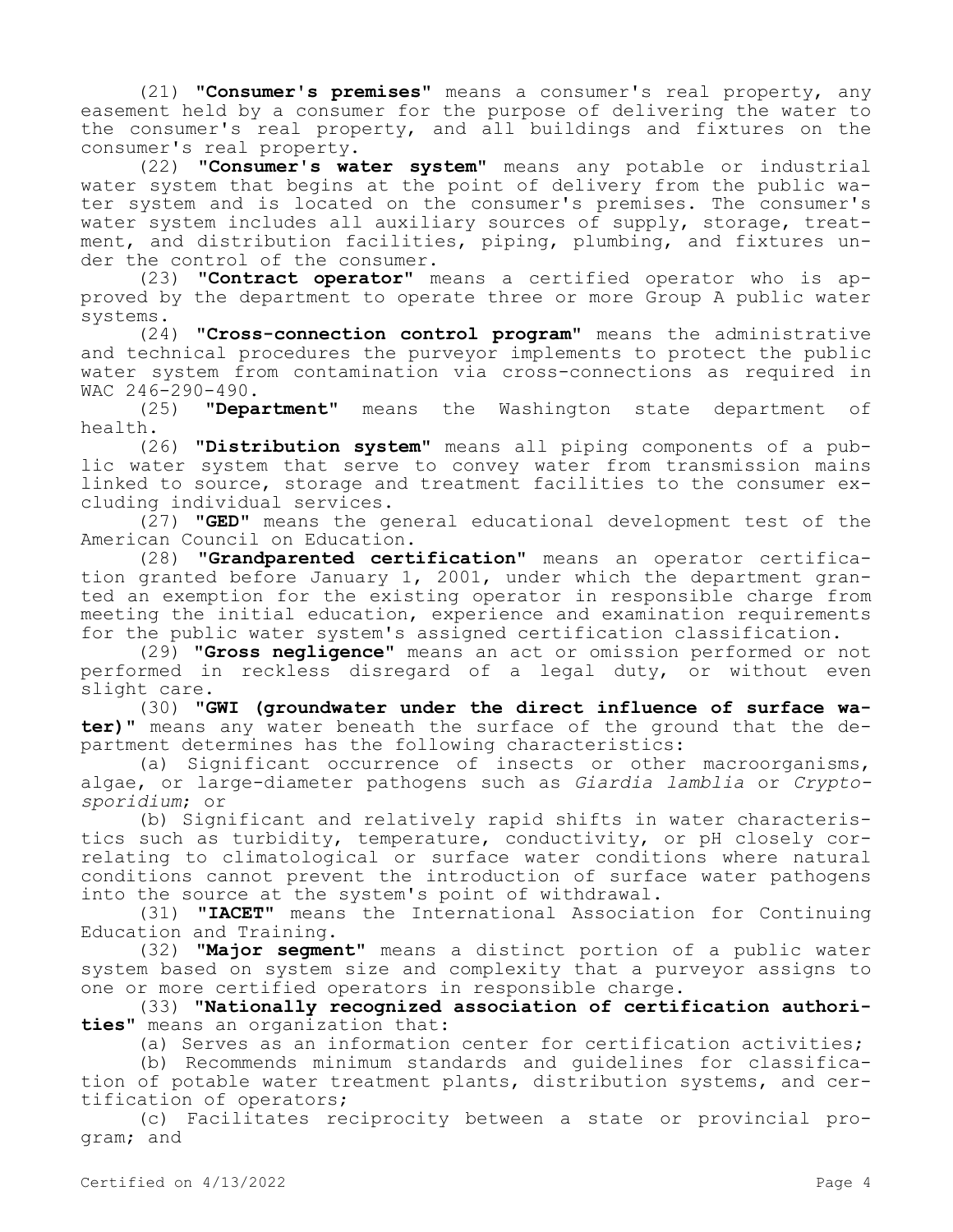(21) "**Consumer's premises**" means a consumer's real property, any easement held by a consumer for the purpose of delivering the water to the consumer's real property, and all buildings and fixtures on the consumer's real property.

(22) "**Consumer's water system**" means any potable or industrial water system that begins at the point of delivery from the public water system and is located on the consumer's premises. The consumer's water system includes all auxiliary sources of supply, storage, treatment, and distribution facilities, piping, plumbing, and fixtures under the control of the consumer.

(23) "**Contract operator**" means a certified operator who is approved by the department to operate three or more Group A public water systems.

(24) "**Cross-connection control program**" means the administrative and technical procedures the purveyor implements to protect the public water system from contamination via cross-connections as required in WAC 246-290-490.

(25) "**Department**" means the Washington state department of health.

(26) "**Distribution system**" means all piping components of a public water system that serve to convey water from transmission mains linked to source, storage and treatment facilities to the consumer excluding individual services.

(27) "**GED**" means the general educational development test of the American Council on Education.

(28) "**Grandparented certification**" means an operator certification granted before January 1, 2001, under which the department granted an exemption for the existing operator in responsible charge from meeting the initial education, experience and examination requirements for the public water system's assigned certification classification.

(29) "**Gross negligence**" means an act or omission performed or not performed in reckless disregard of a legal duty, or without even slight care.

(30) "**GWI (groundwater under the direct influence of surface water)**" means any water beneath the surface of the ground that the department determines has the following characteristics:

(a) Significant occurrence of insects or other macroorganisms, algae, or large-diameter pathogens such as *Giardia lamblia* or *Cryptosporidium*; or

(b) Significant and relatively rapid shifts in water characteristics such as turbidity, temperature, conductivity, or pH closely correlating to climatological or surface water conditions where natural conditions cannot prevent the introduction of surface water pathogens into the source at the system's point of withdrawal.

(31) "**IACET**" means the International Association for Continuing Education and Training.

(32) "**Major segment**" means a distinct portion of a public water system based on system size and complexity that a purveyor assigns to one or more certified operators in responsible charge.

(33) "**Nationally recognized association of certification authorities**" means an organization that:

(a) Serves as an information center for certification activities;

(b) Recommends minimum standards and guidelines for classification of potable water treatment plants, distribution systems, and certification of operators;

(c) Facilitates reciprocity between a state or provincial program; and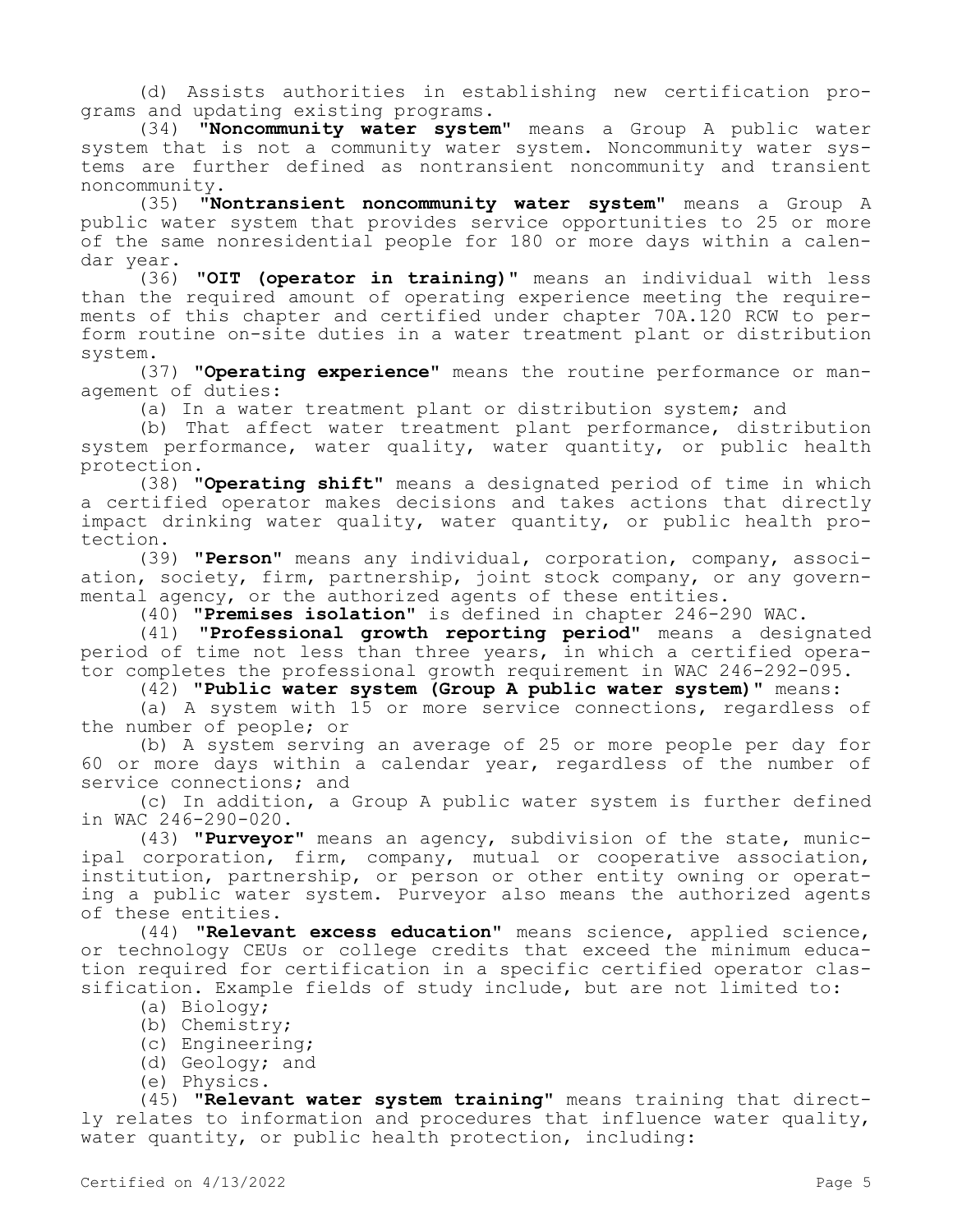(d) Assists authorities in establishing new certification programs and updating existing programs.

(34) "**Noncommunity water system**" means a Group A public water system that is not a community water system. Noncommunity water systems are further defined as nontransient noncommunity and transient noncommunity.

(35) "**Nontransient noncommunity water system**" means a Group A public water system that provides service opportunities to 25 or more of the same nonresidential people for 180 or more days within a calendar year.

(36) "**OIT (operator in training)**" means an individual with less than the required amount of operating experience meeting the requirements of this chapter and certified under chapter 70A.120 RCW to perform routine on-site duties in a water treatment plant or distribution system.

(37) "**Operating experience**" means the routine performance or management of duties:

(a) In a water treatment plant or distribution system; and

(b) That affect water treatment plant performance, distribution system performance, water quality, water quantity, or public health protection.

(38) "**Operating shift**" means a designated period of time in which a certified operator makes decisions and takes actions that directly impact drinking water quality, water quantity, or public health protection.

(39) "**Person**" means any individual, corporation, company, association, society, firm, partnership, joint stock company, or any governmental agency, or the authorized agents of these entities.

(40) "**Premises isolation**" is defined in chapter 246-290 WAC.

(41) "**Professional growth reporting period**" means a designated period of time not less than three years, in which a certified operator completes the professional growth requirement in WAC 246-292-095.

(42) "**Public water system (Group A public water system)**" means:

(a) A system with 15 or more service connections, regardless of the number of people; or

(b) A system serving an average of 25 or more people per day for 60 or more days within a calendar year, regardless of the number of service connections; and

(c) In addition, a Group A public water system is further defined in WAC 246-290-020.

(43) "**Purveyor**" means an agency, subdivision of the state, municipal corporation, firm, company, mutual or cooperative association, institution, partnership, or person or other entity owning or operating a public water system. Purveyor also means the authorized agents of these entities.

(44) "**Relevant excess education**" means science, applied science, or technology CEUs or college credits that exceed the minimum education required for certification in a specific certified operator classification. Example fields of study include, but are not limited to:

(a) Biology;

(b) Chemistry;

(c) Engineering;

(d) Geology; and

(e) Physics.

(45) "**Relevant water system training**" means training that directly relates to information and procedures that influence water quality, water quantity, or public health protection, including: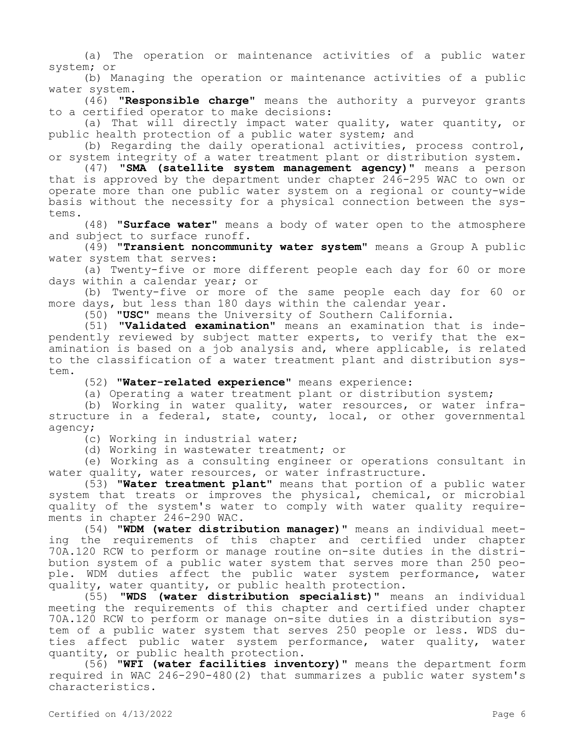(a) The operation or maintenance activities of a public water system; or

(b) Managing the operation or maintenance activities of a public water system.

(46) **"Responsible charge"** means the authority a purveyor grants to a certified operator to make decisions:

(a) That will directly impact water quality, water quantity, or public health protection of a public water system; and

(b) Regarding the daily operational activities, process control, or system integrity of a water treatment plant or distribution system.

(47) **"SMA (satellite system management agency)"** means a person that is approved by the department under chapter 246-295 WAC to own or operate more than one public water system on a regional or county-wide basis without the necessity for a physical connection between the systems.

(48) **"Surface water"** means a body of water open to the atmosphere and subject to surface runoff.

(49) **"Transient noncommunity water system"** means a Group A public water system that serves:

(a) Twenty-five or more different people each day for 60 or more days within a calendar year; or

(b) Twenty-five or more of the same people each day for 60 or more days, but less than 180 days within the calendar year.

(50) **"USC"** means the University of Southern California.

(51) **"Validated examination"** means an examination that is independently reviewed by subject matter experts, to verify that the examination is based on a job analysis and, where applicable, is related to the classification of a water treatment plant and distribution system.

(52) **"Water-related experience"** means experience:

(a) Operating a water treatment plant or distribution system;

(b) Working in water quality, water resources, or water infrastructure in a federal, state, county, local, or other governmental agency;

(c) Working in industrial water;

(d) Working in wastewater treatment; or

(e) Working as a consulting engineer or operations consultant in water quality, water resources, or water infrastructure.

(53) **"Water treatment plant"** means that portion of a public water system that treats or improves the physical, chemical, or microbial quality of the system's water to comply with water quality requirements in chapter 246-290 WAC.

(54) **"WDM (water distribution manager)"** means an individual meeting the requirements of this chapter and certified under chapter 70A.120 RCW to perform or manage routine on-site duties in the distribution system of a public water system that serves more than 250 people. WDM duties affect the public water system performance, water quality, water quantity, or public health protection.

(55) **"WDS (water distribution specialist)"** means an individual meeting the requirements of this chapter and certified under chapter 70A.120 RCW to perform or manage on-site duties in a distribution system of a public water system that serves 250 people or less. WDS duties affect public water system performance, water quality, water quantity, or public health protection.

(56) **"WFI (water facilities inventory)"** means the department form required in WAC 246-290-480(2) that summarizes a public water system's characteristics.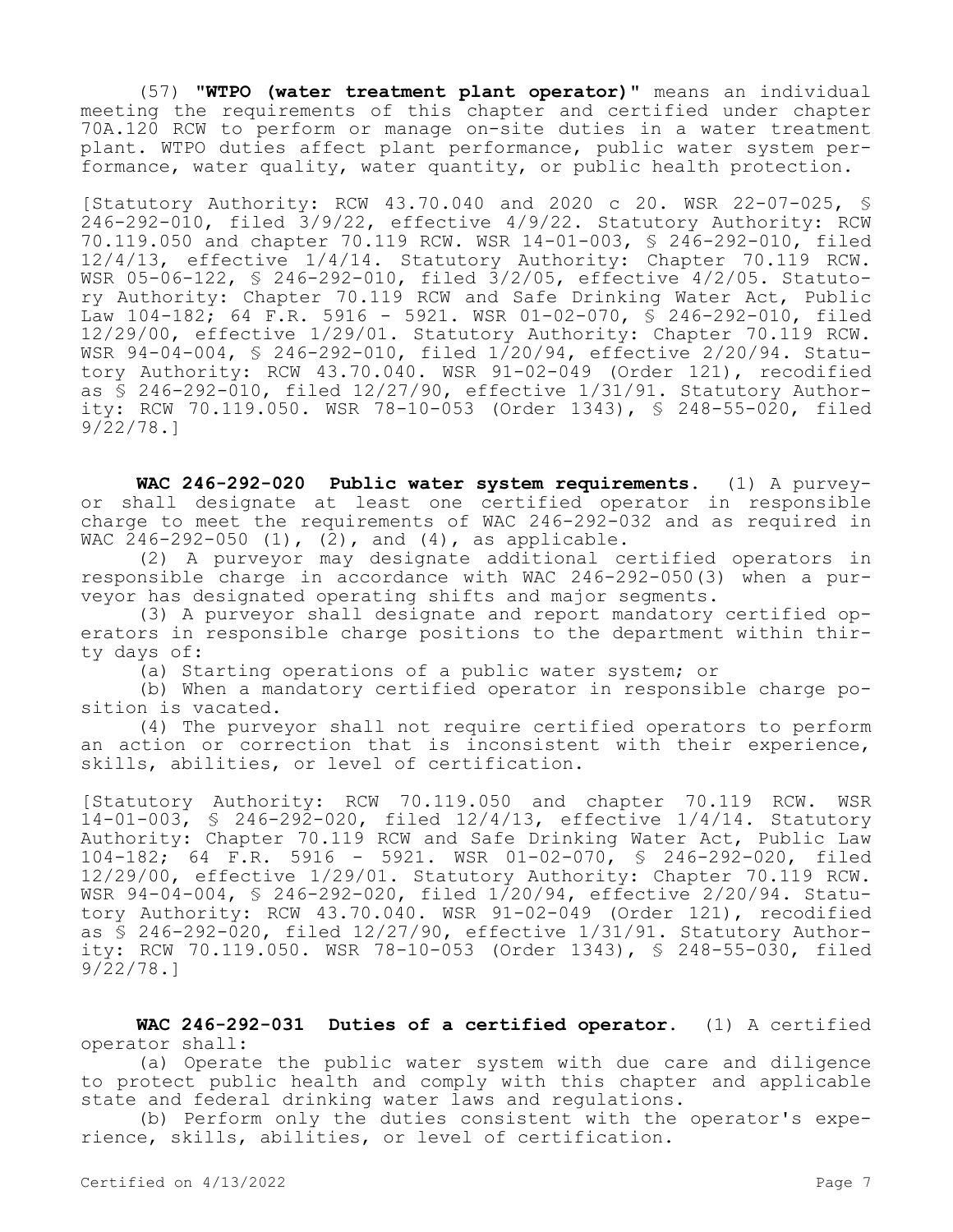(57) **"WTPO (water treatment plant operator)"** means an individual meeting the requirements of this chapter and certified under chapter 70A.120 RCW to perform or manage on-site duties in a water treatment plant. WTPO duties affect plant performance, public water system performance, water quality, water quantity, or public health protection.

[Statutory Authority: RCW 43.70.040 and 2020 c 20. WSR 22-07-025, § 246-292-010, filed 3/9/22, effective 4/9/22. Statutory Authority: RCW 70.119.050 and chapter 70.119 RCW. WSR 14-01-003, § 246-292-010, filed 12/4/13, effective 1/4/14. Statutory Authority: Chapter 70.119 RCW. WSR 05-06-122, § 246-292-010, filed 3/2/05, effective 4/2/05. Statutory Authority: Chapter 70.119 RCW and Safe Drinking Water Act, Public Law 104-182; 64 F.R. 5916 - 5921. WSR 01-02-070, § 246-292-010, filed 12/29/00, effective 1/29/01. Statutory Authority: Chapter 70.119 RCW. WSR 94-04-004, § 246-292-010, filed 1/20/94, effective 2/20/94. Statutory Authority: RCW 43.70.040. WSR 91-02-049 (Order 121), recodified as § 246-292-010, filed 12/27/90, effective 1/31/91. Statutory Authority: RCW 70.119.050. WSR 78-10-053 (Order 1343), § 248-55-020, filed 9/22/78.]

**WAC 246-292-020 Public water system requirements.** (1) A purveyor shall designate at least one certified operator in responsible charge to meet the requirements of WAC 246-292-032 and as required in WAC 246-292-050 (1), (2), and (4), as applicable.

(2) A purveyor may designate additional certified operators in responsible charge in accordance with WAC 246-292-050(3) when a purveyor has designated operating shifts and major segments.

(3) A purveyor shall designate and report mandatory certified operators in responsible charge positions to the department within thirty days of:

(a) Starting operations of a public water system; or

(b) When a mandatory certified operator in responsible charge position is vacated.

(4) The purveyor shall not require certified operators to perform an action or correction that is inconsistent with their experience, skills, abilities, or level of certification.

[Statutory Authority: RCW 70.119.050 and chapter 70.119 RCW. WSR 14-01-003, § 246-292-020, filed 12/4/13, effective 1/4/14. Statutory Authority: Chapter 70.119 RCW and Safe Drinking Water Act, Public Law 104-182; 64 F.R. 5916 - 5921. WSR 01-02-070, § 246-292-020, filed 12/29/00, effective 1/29/01. Statutory Authority: Chapter 70.119 RCW. WSR 94-04-004, § 246-292-020, filed 1/20/94, effective 2/20/94. Statutory Authority: RCW 43.70.040. WSR 91-02-049 (Order 121), recodified as § 246-292-020, filed 12/27/90, effective 1/31/91. Statutory Authority: RCW 70.119.050. WSR 78-10-053 (Order 1343), § 248-55-030, filed 9/22/78.]

**WAC 246-292-031 Duties of a certified operator.** (1) A certified operator shall:

(a) Operate the public water system with due care and diligence to protect public health and comply with this chapter and applicable state and federal drinking water laws and regulations.

(b) Perform only the duties consistent with the operator's experience, skills, abilities, or level of certification.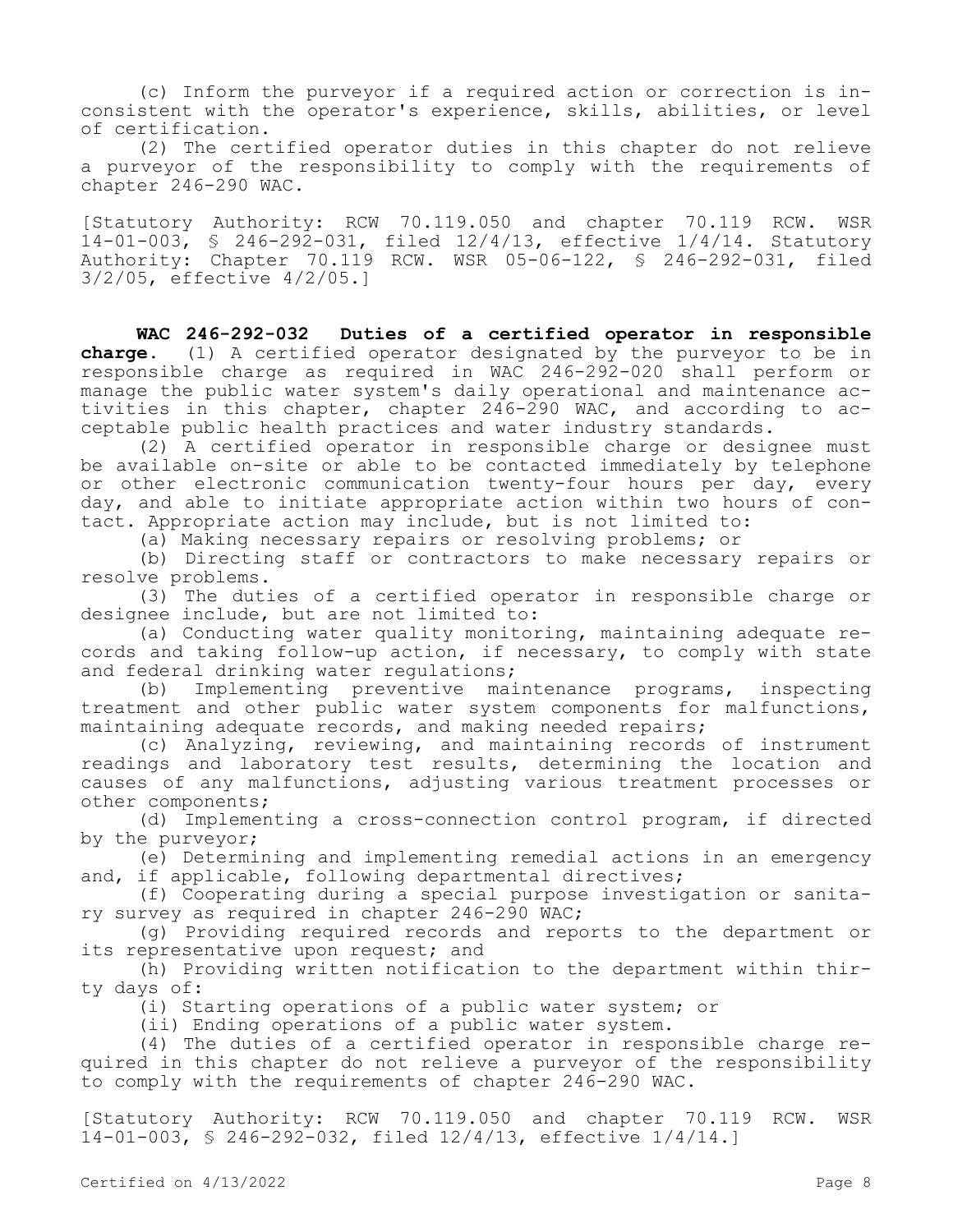(c) Inform the purveyor if a required action or correction is inconsistent with the operator's experience, skills, abilities, or level of certification.

(2) The certified operator duties in this chapter do not relieve a purveyor of the responsibility to comply with the requirements of chapter 246-290 WAC.

[Statutory Authority: RCW 70.119.050 and chapter 70.119 RCW. WSR 14-01-003, § 246-292-031, filed 12/4/13, effective 1/4/14. Statutory Authority: Chapter 70.119 RCW. WSR 05-06-122, § 246-292-031, filed 3/2/05, effective 4/2/05.]

**WAC 246-292-032 Duties of a certified operator in responsible charge.** (1) A certified operator designated by the purveyor to be in responsible charge as required in WAC 246-292-020 shall perform or manage the public water system's daily operational and maintenance activities in this chapter, chapter 246-290 WAC, and according to acceptable public health practices and water industry standards.

(2) A certified operator in responsible charge or designee must be available on-site or able to be contacted immediately by telephone or other electronic communication twenty-four hours per day, every day, and able to initiate appropriate action within two hours of contact. Appropriate action may include, but is not limited to:

(a) Making necessary repairs or resolving problems; or

(b) Directing staff or contractors to make necessary repairs or resolve problems.

(3) The duties of a certified operator in responsible charge or designee include, but are not limited to:

(a) Conducting water quality monitoring, maintaining adequate records and taking follow-up action, if necessary, to comply with state and federal drinking water regulations;

(b) Implementing preventive maintenance programs, inspecting treatment and other public water system components for malfunctions, maintaining adequate records, and making needed repairs;

(c) Analyzing, reviewing, and maintaining records of instrument readings and laboratory test results, determining the location and causes of any malfunctions, adjusting various treatment processes or other components;

(d) Implementing a cross-connection control program, if directed by the purveyor;

(e) Determining and implementing remedial actions in an emergency and, if applicable, following departmental directives;

(f) Cooperating during a special purpose investigation or sanitary survey as required in chapter 246-290 WAC;

(g) Providing required records and reports to the department or its representative upon request; and

(h) Providing written notification to the department within thirty days of:

(i) Starting operations of a public water system; or

(ii) Ending operations of a public water system.

(4) The duties of a certified operator in responsible charge required in this chapter do not relieve a purveyor of the responsibility to comply with the requirements of chapter 246-290 WAC.

[Statutory Authority: RCW 70.119.050 and chapter 70.119 RCW. WSR 14-01-003, § 246-292-032, filed 12/4/13, effective 1/4/14.]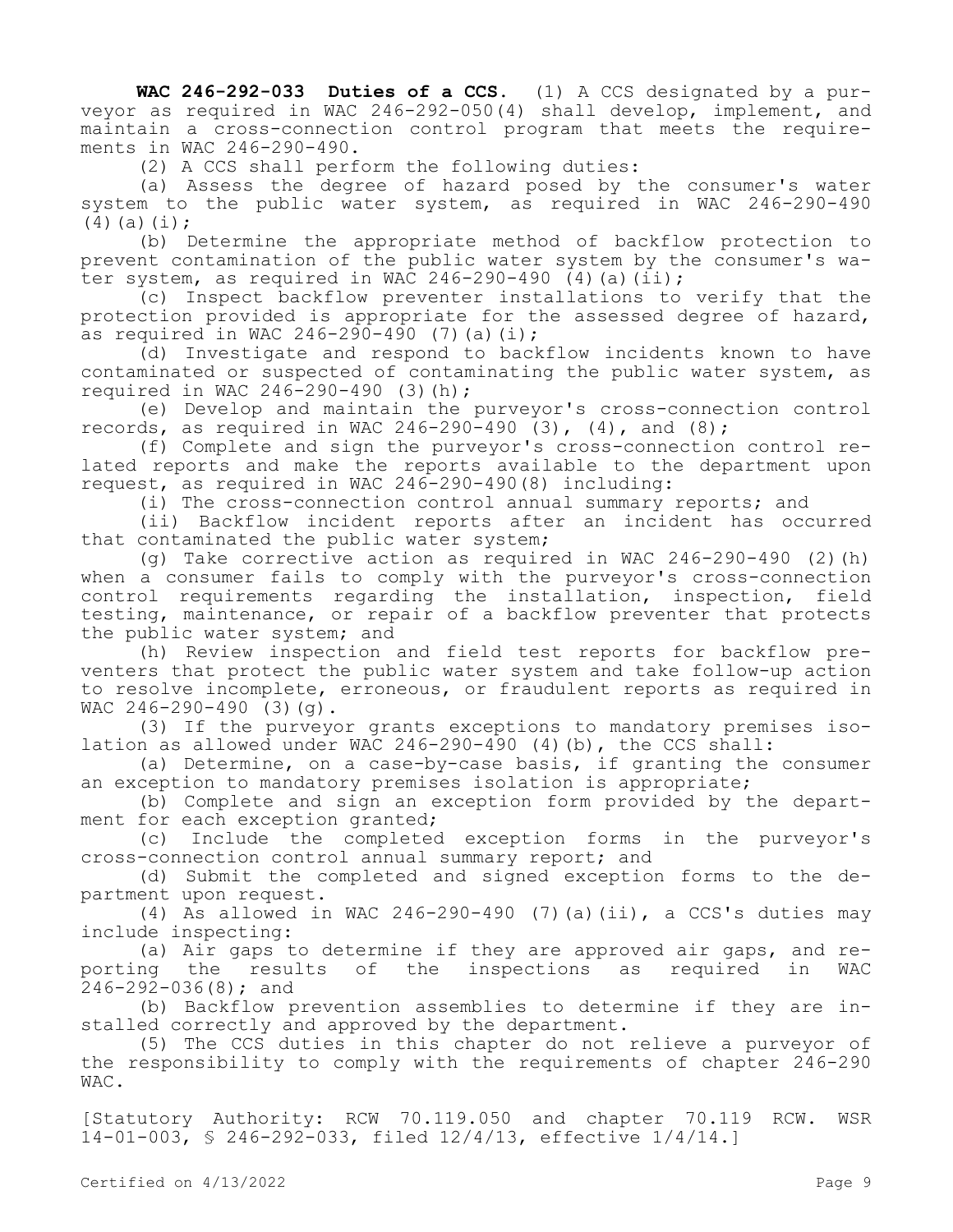**WAC 246-292-033 Duties of a CCS.** (1) A CCS designated by a purveyor as required in WAC 246-292-050(4) shall develop, implement, and maintain a cross-connection control program that meets the requirements in WAC 246-290-490.

(2) A CCS shall perform the following duties:

(a) Assess the degree of hazard posed by the consumer's water system to the public water system, as required in WAC 246-290-490 (4)(a)(i);

(b) Determine the appropriate method of backflow protection to prevent contamination of the public water system by the consumer's water system, as required in WAC 246-290-490 (4)(a)(ii);

(c) Inspect backflow preventer installations to verify that the protection provided is appropriate for the assessed degree of hazard, as required in WAC 246-290-490 (7)(a)(i);

(d) Investigate and respond to backflow incidents known to have contaminated or suspected of contaminating the public water system, as required in WAC 246-290-490 (3)(h);

(e) Develop and maintain the purveyor's cross-connection control records, as required in WAC 246-290-490 (3), (4), and (8);

(f) Complete and sign the purveyor's cross-connection control related reports and make the reports available to the department upon request, as required in WAC 246-290-490(8) including:

(i) The cross-connection control annual summary reports; and

(ii) Backflow incident reports after an incident has occurred that contaminated the public water system;

(g) Take corrective action as required in WAC 246-290-490 (2)(h) when a consumer fails to comply with the purveyor's cross-connection control requirements regarding the installation, inspection, field testing, maintenance, or repair of a backflow preventer that protects the public water system; and

(h) Review inspection and field test reports for backflow preventers that protect the public water system and take follow-up action to resolve incomplete, erroneous, or fraudulent reports as required in WAC 246-290-490 (3)(g).

(3) If the purveyor grants exceptions to mandatory premises isolation as allowed under WAC 246-290-490 (4)(b), the CCS shall:

(a) Determine, on a case-by-case basis, if granting the consumer an exception to mandatory premises isolation is appropriate;

(b) Complete and sign an exception form provided by the department for each exception granted;

(c) Include the completed exception forms in the purveyor's cross-connection control annual summary report; and

(d) Submit the completed and signed exception forms to the department upon request.

(4) As allowed in WAC 246-290-490 (7)(a)(ii), a CCS's duties may include inspecting:

(a) Air gaps to determine if they are approved air gaps, and reporting the results of the inspections as required in WAC 246-292-036(8); and

(b) Backflow prevention assemblies to determine if they are installed correctly and approved by the department.

(5) The CCS duties in this chapter do not relieve a purveyor of the responsibility to comply with the requirements of chapter 246-290 WAC.

[Statutory Authority: RCW 70.119.050 and chapter 70.119 RCW. WSR 14-01-003, § 246-292-033, filed 12/4/13, effective 1/4/14.]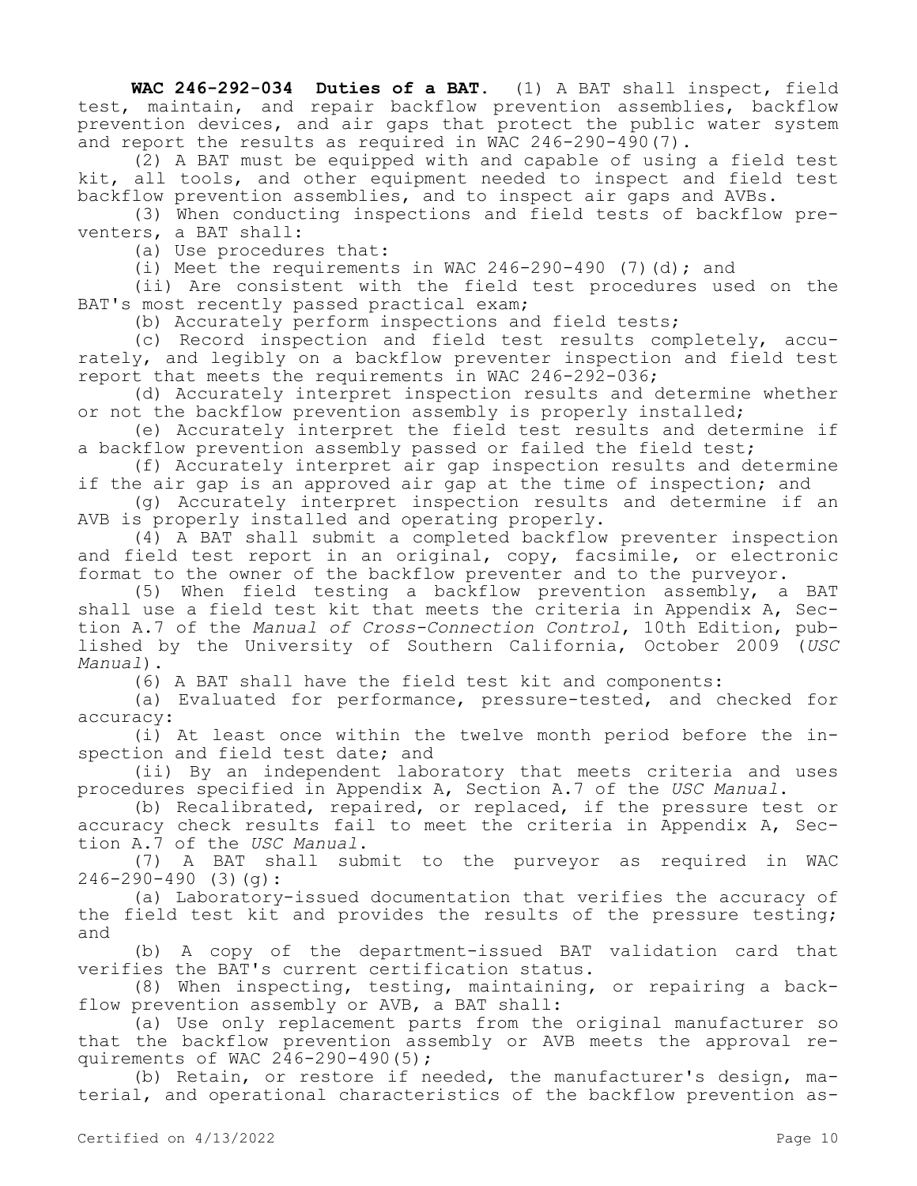**WAC 246-292-034 Duties of a BAT.** (1) A BAT shall inspect, field test, maintain, and repair backflow prevention assemblies, backflow prevention devices, and air gaps that protect the public water system and report the results as required in WAC 246-290-490(7).

(2) A BAT must be equipped with and capable of using a field test kit, all tools, and other equipment needed to inspect and field test backflow prevention assemblies, and to inspect air gaps and AVBs.

(3) When conducting inspections and field tests of backflow preventers, a BAT shall:

(a) Use procedures that:

(i) Meet the requirements in WAC 246-290-490 (7)(d); and

(ii) Are consistent with the field test procedures used on the BAT's most recently passed practical exam;

(b) Accurately perform inspections and field tests;

(c) Record inspection and field test results completely, accurately, and legibly on a backflow preventer inspection and field test report that meets the requirements in WAC 246-292-036;

(d) Accurately interpret inspection results and determine whether or not the backflow prevention assembly is properly installed;

(e) Accurately interpret the field test results and determine if a backflow prevention assembly passed or failed the field test;

(f) Accurately interpret air gap inspection results and determine if the air gap is an approved air gap at the time of inspection; and

(g) Accurately interpret inspection results and determine if an AVB is properly installed and operating properly.

(4) A BAT shall submit a completed backflow preventer inspection and field test report in an original, copy, facsimile, or electronic format to the owner of the backflow preventer and to the purveyor.

(5) When field testing a backflow prevention assembly, a BAT shall use a field test kit that meets the criteria in Appendix A, Section A.7 of the *Manual of Cross-Connection Control*, 10th Edition, published by the University of Southern California, October 2009 (*USC Manual*).

(6) A BAT shall have the field test kit and components:

(a) Evaluated for performance, pressure-tested, and checked for accuracy:

(i) At least once within the twelve month period before the inspection and field test date; and

(ii) By an independent laboratory that meets criteria and uses procedures specified in Appendix A, Section A.7 of the *USC Manual*.

(b) Recalibrated, repaired, or replaced, if the pressure test or accuracy check results fail to meet the criteria in Appendix A, Section A.7 of the *USC Manual*.

(7) A BAT shall submit to the purveyor as required in WAC 246-290-490 (3)(g):

(a) Laboratory-issued documentation that verifies the accuracy of the field test kit and provides the results of the pressure testing; and

(b) A copy of the department-issued BAT validation card that verifies the BAT's current certification status.

(8) When inspecting, testing, maintaining, or repairing a backflow prevention assembly or AVB, a BAT shall:

(a) Use only replacement parts from the original manufacturer so that the backflow prevention assembly or AVB meets the approval requirements of WAC 246-290-490(5);

(b) Retain, or restore if needed, the manufacturer's design, material, and operational characteristics of the backflow prevention as-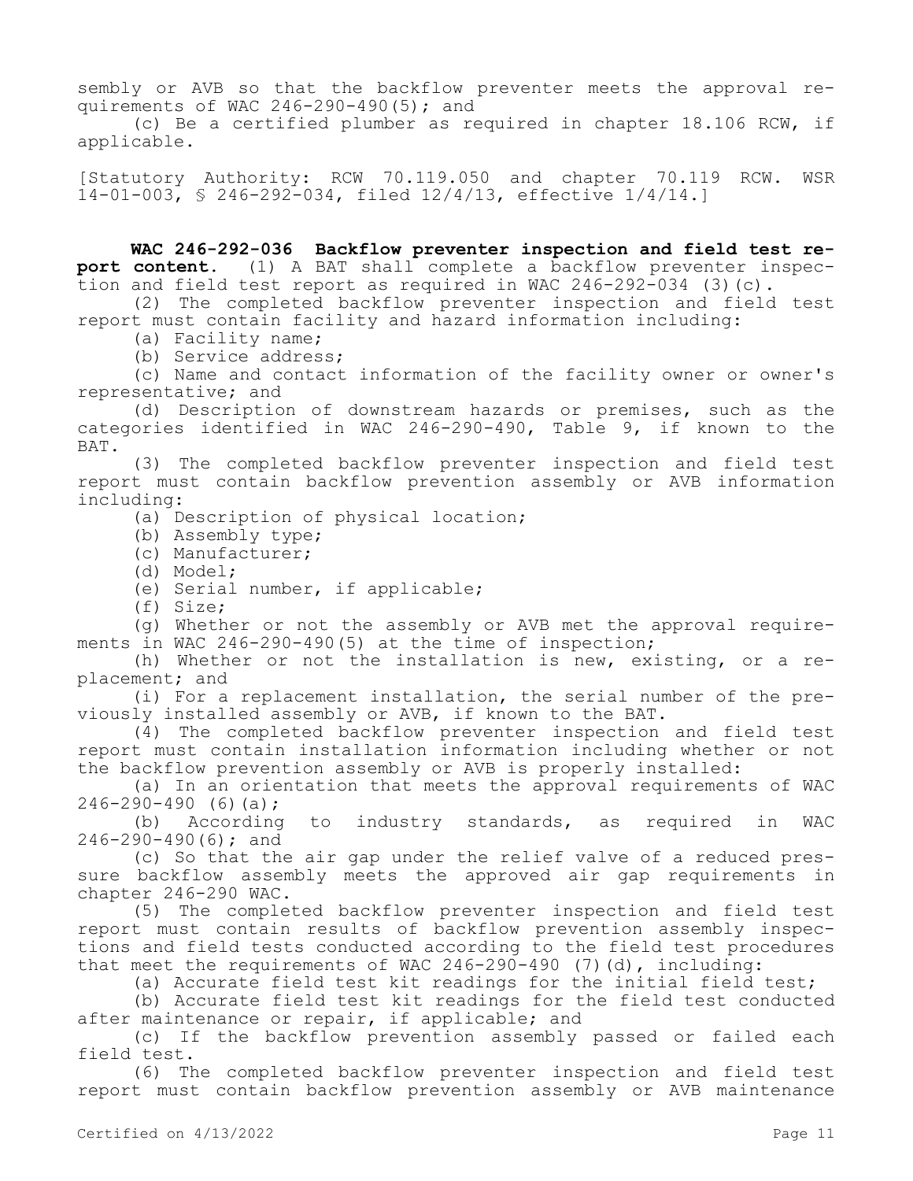sembly or AVB so that the backflow preventer meets the approval requirements of WAC 246-290-490(5); and

(c) Be a certified plumber as required in chapter 18.106 RCW, if applicable.

[Statutory Authority: RCW 70.119.050 and chapter 70.119 RCW. WSR 14-01-003, § 246-292-034, filed 12/4/13, effective 1/4/14.]

**WAC 246-292-036 Backflow preventer inspection and field test report content.** (1) A BAT shall complete a backflow preventer inspection and field test report as required in WAC 246-292-034 (3)(c).

(2) The completed backflow preventer inspection and field test report must contain facility and hazard information including:

(a) Facility name;

(b) Service address;

(c) Name and contact information of the facility owner or owner's representative; and

(d) Description of downstream hazards or premises, such as the categories identified in WAC 246-290-490, Table 9, if known to the BAT.

(3) The completed backflow preventer inspection and field test report must contain backflow prevention assembly or AVB information including:

(a) Description of physical location;

(b) Assembly type;

(c) Manufacturer;

(d) Model;

(e) Serial number, if applicable;

(f) Size;

(g) Whether or not the assembly or AVB met the approval requirements in WAC 246-290-490(5) at the time of inspection;

(h) Whether or not the installation is new, existing, or a replacement; and

(i) For a replacement installation, the serial number of the previously installed assembly or AVB, if known to the BAT.

(4) The completed backflow preventer inspection and field test report must contain installation information including whether or not the backflow prevention assembly or AVB is properly installed:

(a) In an orientation that meets the approval requirements of WAC 246-290-490 (6)(a);

(b) According to industry standards, as required in WAC 246-290-490(6); and

(c) So that the air gap under the relief valve of a reduced pressure backflow assembly meets the approved air gap requirements in chapter 246-290 WAC.

(5) The completed backflow preventer inspection and field test report must contain results of backflow prevention assembly inspections and field tests conducted according to the field test procedures that meet the requirements of WAC 246-290-490 (7)(d), including:

(a) Accurate field test kit readings for the initial field test;

(b) Accurate field test kit readings for the field test conducted after maintenance or repair, if applicable; and

(c) If the backflow prevention assembly passed or failed each field test.

(6) The completed backflow preventer inspection and field test report must contain backflow prevention assembly or AVB maintenance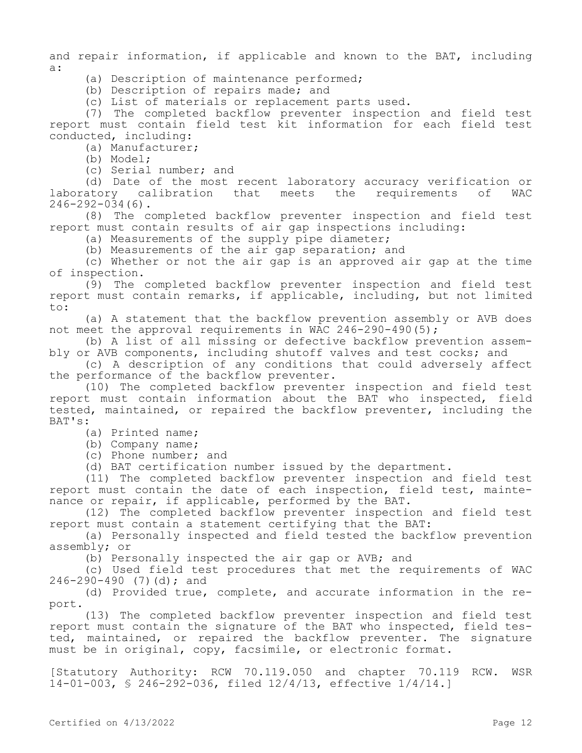and repair information, if applicable and known to the BAT, including a:

(a) Description of maintenance performed;

(b) Description of repairs made; and

(c) List of materials or replacement parts used.

(7) The completed backflow preventer inspection and field test report must contain field test kit information for each field test conducted, including:

(a) Manufacturer;

(b) Model;

(c) Serial number; and

(d) Date of the most recent laboratory accuracy verification or laboratory calibration that meets the requirements of WAC 246-292-034(6).

(8) The completed backflow preventer inspection and field test report must contain results of air gap inspections including:

(a) Measurements of the supply pipe diameter;

(b) Measurements of the air gap separation; and

(c) Whether or not the air gap is an approved air gap at the time of inspection.

(9) The completed backflow preventer inspection and field test report must contain remarks, if applicable, including, but not limited to:

(a) A statement that the backflow prevention assembly or AVB does not meet the approval requirements in WAC 246-290-490(5);

(b) A list of all missing or defective backflow prevention assembly or AVB components, including shutoff valves and test cocks; and

(c) A description of any conditions that could adversely affect the performance of the backflow preventer.

(10) The completed backflow preventer inspection and field test report must contain information about the BAT who inspected, field tested, maintained, or repaired the backflow preventer, including the BAT's:

(a) Printed name;

(b) Company name;

(c) Phone number; and

(d) BAT certification number issued by the department.

(11) The completed backflow preventer inspection and field test report must contain the date of each inspection, field test, maintenance or repair, if applicable, performed by the BAT.

(12) The completed backflow preventer inspection and field test report must contain a statement certifying that the BAT:

(a) Personally inspected and field tested the backflow prevention assembly; or

(b) Personally inspected the air gap or AVB; and

(c) Used field test procedures that met the requirements of WAC 246-290-490 (7)(d); and

(d) Provided true, complete, and accurate information in the report.

(13) The completed backflow preventer inspection and field test report must contain the signature of the BAT who inspected, field tested, maintained, or repaired the backflow preventer. The signature must be in original, copy, facsimile, or electronic format.

[Statutory Authority: RCW 70.119.050 and chapter 70.119 RCW. WSR 14-01-003, § 246-292-036, filed 12/4/13, effective 1/4/14.]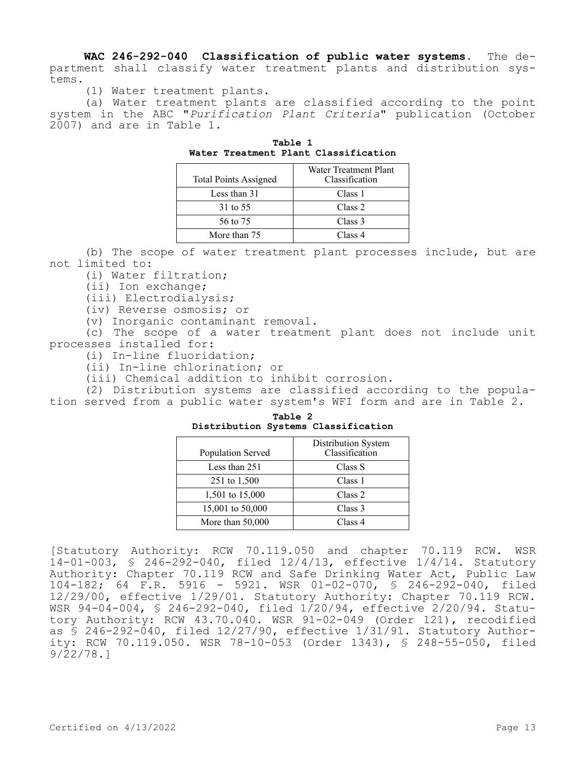**WAC 246-292-040 Classification of public water systems.** The department shall classify water treatment plants and distribution systems.

(1) Water treatment plants.

(a) Water treatment plants are classified according to the point system in the ABC "*Purification Plant Criteria*" publication (October 2007) and are in Table 1.

**Table 1**
**Water Treatment Plant Classification**

| Total Points Assigned | Water Treatment Plant Classification |
|---|---|
| Less than 31 | Class 1 |
| 31 to 55 | Class 2 |
| 56 to 75 | Class 3 |
| More than 75 | Class 4 |

(b) The scope of water treatment plant processes include, but are not limited to:

(i) Water filtration;

(ii) Ion exchange;

(iii) Electrodialysis;

(iv) Reverse osmosis; or

(v) Inorganic contaminant removal.

(c) The scope of a water treatment plant does not include unit processes installed for:

(i) In-line fluoridation;

(ii) In-line chlorination; or

(iii) Chemical addition to inhibit corrosion.

(2) Distribution systems are classified according to the population served from a public water system's WFI form and are in Table 2.

**Table 2**
**Distribution Systems Classification**

| Population Served | Distribution System Classification |
|---|---|
| Less than 251 | Class S |
| 251 to 1,500 | Class 1 |
| 1,501 to 15,000 | Class 2 |
| 15,001 to 50,000 | Class 3 |
| More than 50,000 | Class 4 |

[Statutory Authority: RCW 70.119.050 and chapter 70.119 RCW. WSR 14-01-003, § 246-292-040, filed 12/4/13, effective 1/4/14. Statutory Authority: Chapter 70.119 RCW and Safe Drinking Water Act, Public Law 104-182; 64 F.R. 5916 - 5921. WSR 01-02-070, § 246-292-040, filed 12/29/00, effective 1/29/01. Statutory Authority: Chapter 70.119 RCW. WSR 94-04-004, § 246-292-040, filed 1/20/94, effective 2/20/94. Statutory Authority: RCW 43.70.040. WSR 91-02-049 (Order 121), recodified as § 246-292-040, filed 12/27/90, effective 1/31/91. Statutory Authority: RCW 70.119.050. WSR 78-10-053 (Order 1343), § 248-55-050, filed 9/22/78.]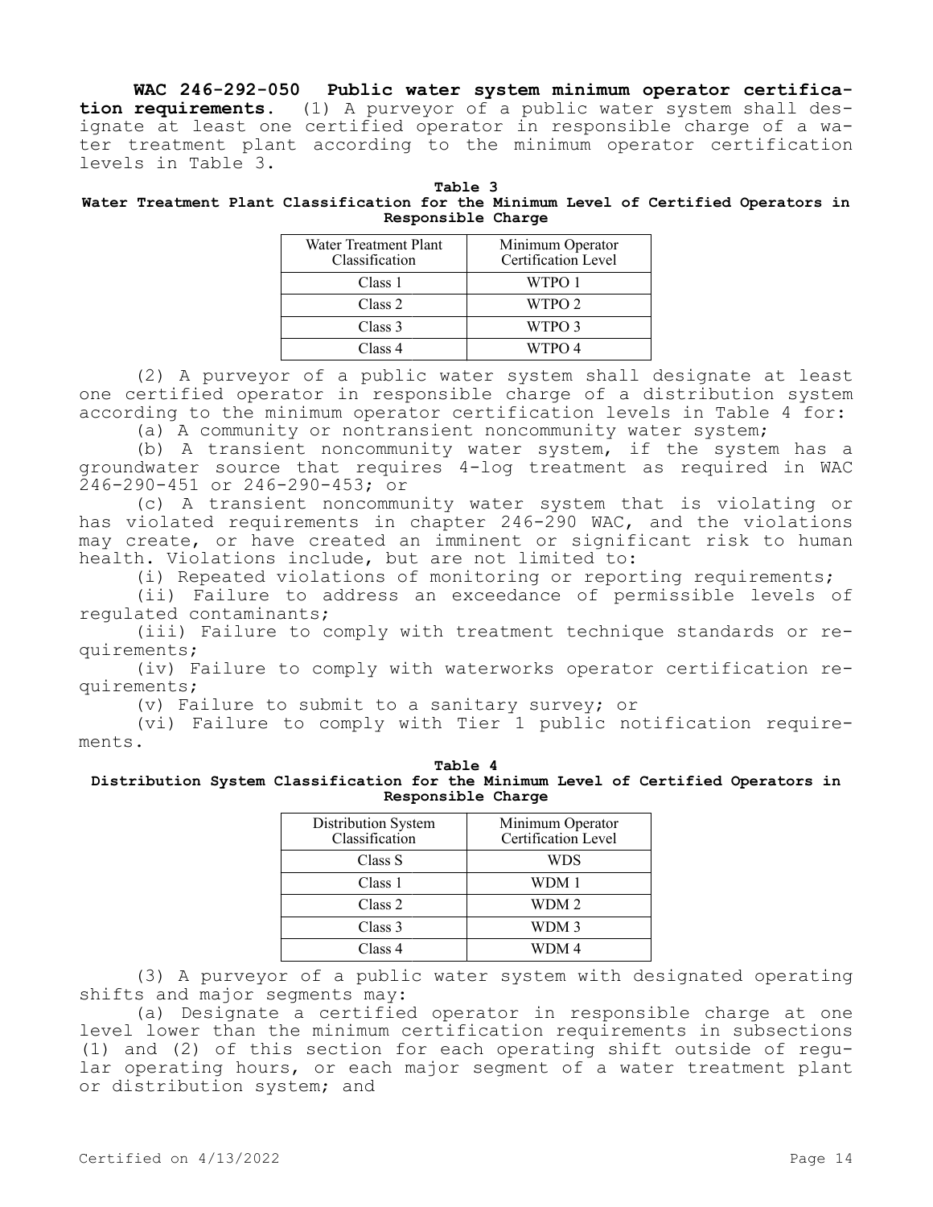**WAC 246-292-050 Public water system minimum operator certification requirements.** (1) A purveyor of a public water system shall designate at least one certified operator in responsible charge of a water treatment plant according to the minimum operator certification levels in Table 3.

**Table 3**
**Water Treatment Plant Classification for the Minimum Level of Certified Operators in Responsible Charge**

| Water Treatment Plant Classification | Minimum Operator Certification Level |
|---|---|
| Class 1 | WTPO 1 |
| Class 2 | WTPO 2 |
| Class 3 | WTPO 3 |
| Class 4 | WTPO 4 |

(2) A purveyor of a public water system shall designate at least one certified operator in responsible charge of a distribution system according to the minimum operator certification levels in Table 4 for:

(a) A community or nontransient noncommunity water system;

(b) A transient noncommunity water system, if the system has a groundwater source that requires 4-log treatment as required in WAC 246-290-451 or 246-290-453; or

(c) A transient noncommunity water system that is violating or has violated requirements in chapter 246-290 WAC, and the violations may create, or have created an imminent or significant risk to human health. Violations include, but are not limited to:

(i) Repeated violations of monitoring or reporting requirements;

(ii) Failure to address an exceedance of permissible levels of regulated contaminants;

(iii) Failure to comply with treatment technique standards or requirements;

(iv) Failure to comply with waterworks operator certification requirements;

(v) Failure to submit to a sanitary survey; or

(vi) Failure to comply with Tier 1 public notification requirements.

**Table 4**
**Distribution System Classification for the Minimum Level of Certified Operators in Responsible Charge**

| Distribution System Classification | Minimum Operator Certification Level |
|---|---|
| Class S | WDS |
| Class 1 | WDM 1 |
| Class 2 | WDM 2 |
| Class 3 | WDM 3 |
| Class 4 | WDM 4 |

(3) A purveyor of a public water system with designated operating shifts and major segments may:

(a) Designate a certified operator in responsible charge at one level lower than the minimum certification requirements in subsections (1) and (2) of this section for each operating shift outside of regular operating hours, or each major segment of a water treatment plant or distribution system; and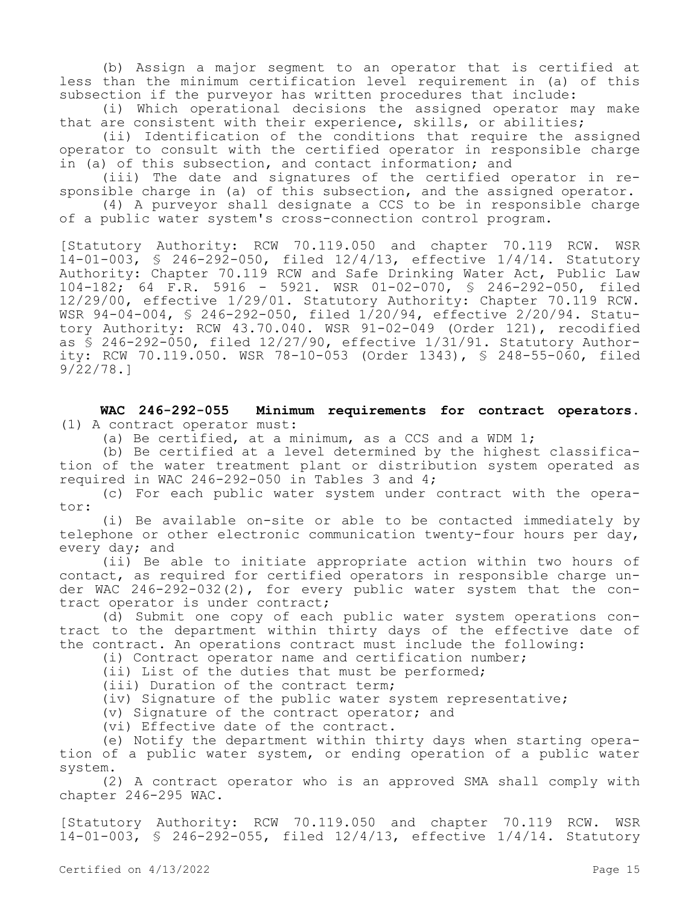(b) Assign a major segment to an operator that is certified at less than the minimum certification level requirement in (a) of this subsection if the purveyor has written procedures that include:

(i) Which operational decisions the assigned operator may make that are consistent with their experience, skills, or abilities;

(ii) Identification of the conditions that require the assigned operator to consult with the certified operator in responsible charge in (a) of this subsection, and contact information; and

(iii) The date and signatures of the certified operator in responsible charge in (a) of this subsection, and the assigned operator.

(4) A purveyor shall designate a CCS to be in responsible charge of a public water system's cross-connection control program.

[Statutory Authority: RCW 70.119.050 and chapter 70.119 RCW. WSR 14-01-003, § 246-292-050, filed 12/4/13, effective 1/4/14. Statutory Authority: Chapter 70.119 RCW and Safe Drinking Water Act, Public Law 104-182; 64 F.R. 5916 - 5921. WSR 01-02-070, § 246-292-050, filed 12/29/00, effective 1/29/01. Statutory Authority: Chapter 70.119 RCW. WSR 94-04-004, § 246-292-050, filed 1/20/94, effective 2/20/94. Statutory Authority: RCW 43.70.040. WSR 91-02-049 (Order 121), recodified as § 246-292-050, filed 12/27/90, effective 1/31/91. Statutory Authority: RCW 70.119.050. WSR 78-10-053 (Order 1343), § 248-55-060, filed 9/22/78.]

**WAC 246-292-055 Minimum requirements for contract operators.** (1) A contract operator must:

(a) Be certified, at a minimum, as a CCS and a WDM 1;

(b) Be certified at a level determined by the highest classification of the water treatment plant or distribution system operated as required in WAC 246-292-050 in Tables 3 and 4;

(c) For each public water system under contract with the operator:

(i) Be available on-site or able to be contacted immediately by telephone or other electronic communication twenty-four hours per day, every day; and

(ii) Be able to initiate appropriate action within two hours of contact, as required for certified operators in responsible charge under WAC 246-292-032(2), for every public water system that the contract operator is under contract;

(d) Submit one copy of each public water system operations contract to the department within thirty days of the effective date of the contract. An operations contract must include the following:

(i) Contract operator name and certification number;

(ii) List of the duties that must be performed;

(iii) Duration of the contract term;

(iv) Signature of the public water system representative;

(v) Signature of the contract operator; and

(vi) Effective date of the contract.

(e) Notify the department within thirty days when starting operation of a public water system, or ending operation of a public water system.

(2) A contract operator who is an approved SMA shall comply with chapter 246-295 WAC.

[Statutory Authority: RCW 70.119.050 and chapter 70.119 RCW. WSR 14-01-003, § 246-292-055, filed 12/4/13, effective 1/4/14. Statutory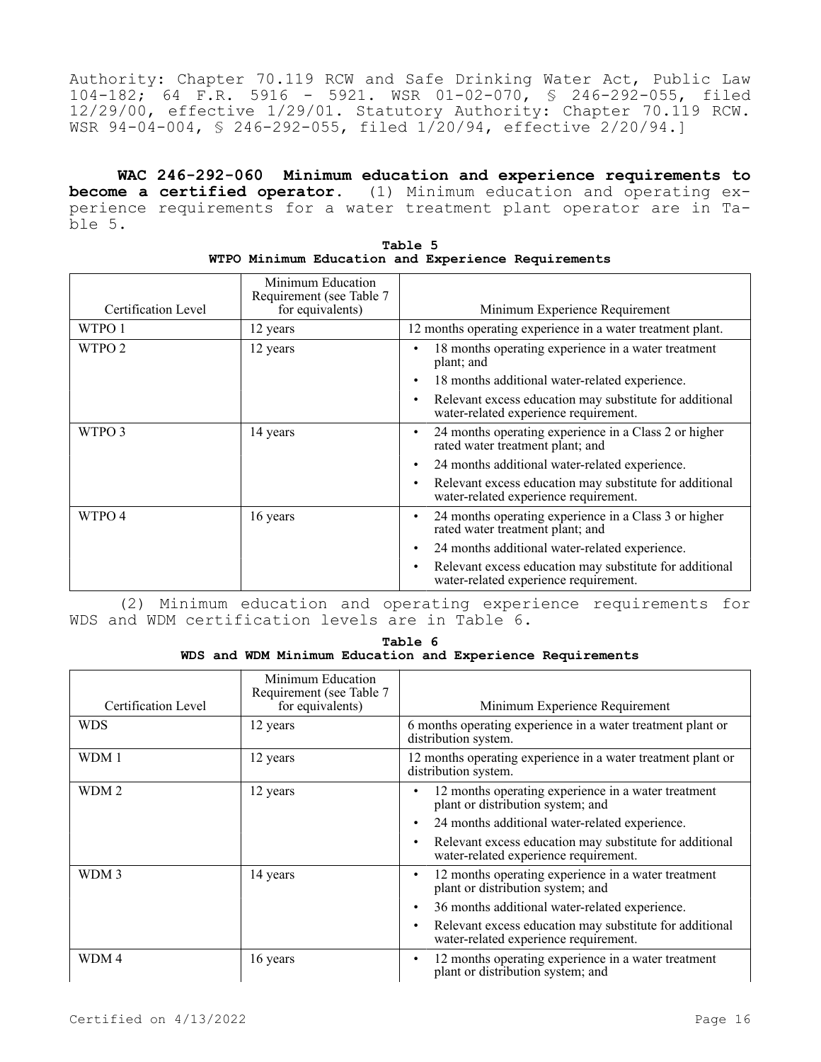Authority: Chapter 70.119 RCW and Safe Drinking Water Act, Public Law 104-182; 64 F.R. 5916 - 5921. WSR 01-02-070, § 246-292-055, filed 12/29/00, effective 1/29/01. Statutory Authority: Chapter 70.119 RCW. WSR 94-04-004, § 246-292-055, filed 1/20/94, effective 2/20/94.]

**WAC 246-292-060 Minimum education and experience requirements to become a certified operator.** (1) Minimum education and operating experience requirements for a water treatment plant operator are in Table 5.

**Table 5**
**WTPO Minimum Education and Experience Requirements**

| Certification Level | Minimum Education Requirement (see Table 7 for equivalents) | Minimum Experience Requirement |
|---|---|---|
| WTPO 1 | 12 years | 12 months operating experience in a water treatment plant. |
| WTPO 2 | 12 years | • 18 months operating experience in a water treatment plant; and<br>• 18 months additional water-related experience.<br>• Relevant excess education may substitute for additional water-related experience requirement. |
| WTPO 3 | 14 years | • 24 months operating experience in a Class 2 or higher rated water treatment plant; and<br>• 24 months additional water-related experience.<br>• Relevant excess education may substitute for additional water-related experience requirement. |
| WTPO 4 | 16 years | • 24 months operating experience in a Class 3 or higher rated water treatment plant; and<br>• 24 months additional water-related experience.<br>• Relevant excess education may substitute for additional water-related experience requirement. |

(2) Minimum education and operating experience requirements for WDS and WDM certification levels are in Table 6.

**Table 6**
**WDS and WDM Minimum Education and Experience Requirements**

| Certification Level | Minimum Education Requirement (see Table 7 for equivalents) | Minimum Experience Requirement |
|---|---|---|
| WDS | 12 years | 6 months operating experience in a water treatment plant or distribution system. |
| WDM 1 | 12 years | 12 months operating experience in a water treatment plant or distribution system. |
| WDM 2 | 12 years | • 12 months operating experience in a water treatment plant or distribution system; and<br>• 24 months additional water-related experience.<br>• Relevant excess education may substitute for additional water-related experience requirement. |
| WDM 3 | 14 years | • 12 months operating experience in a water treatment plant or distribution system; and<br>• 36 months additional water-related experience.<br>• Relevant excess education may substitute for additional water-related experience requirement. |
| WDM 4 | 16 years | • 12 months operating experience in a water treatment plant or distribution system; and |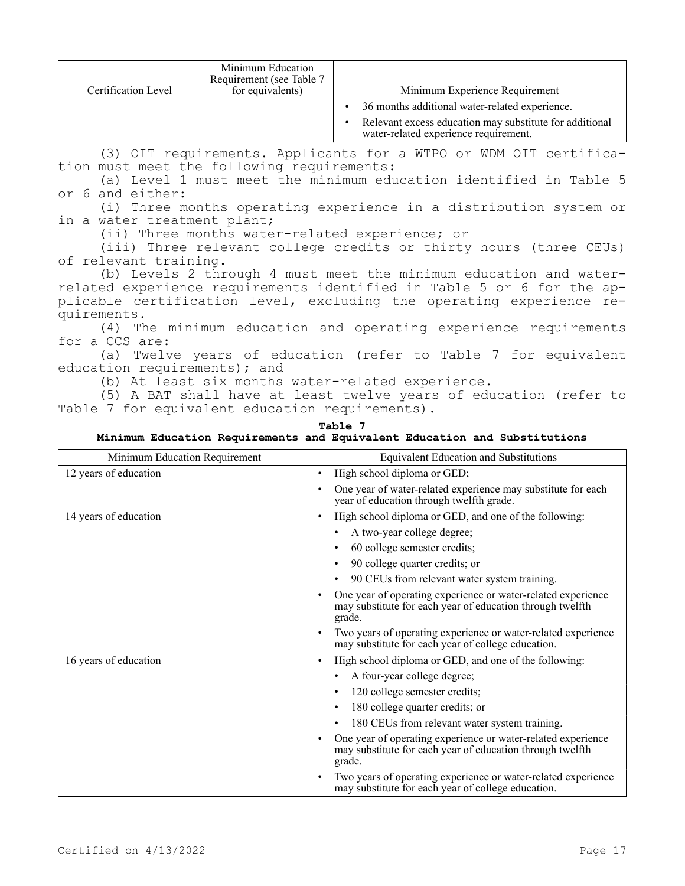| Certification Level | Minimum Education Requirement (see Table 7 for equivalents) | Minimum Experience Requirement |
| --- | --- | --- |
| | | • 36 months additional water-related experience.<br>• Relevant excess education may substitute for additional water-related experience requirement. |

(3) OIT requirements. Applicants for a WTPO or WDM OIT certification must meet the following requirements:

(a) Level 1 must meet the minimum education identified in Table 5 or 6 and either:

(i) Three months operating experience in a distribution system or in a water treatment plant;

(ii) Three months water-related experience; or

(iii) Three relevant college credits or thirty hours (three CEUs) of relevant training.

(b) Levels 2 through 4 must meet the minimum education and water-related experience requirements identified in Table 5 or 6 for the applicable certification level, excluding the operating experience requirements.

(4) The minimum education and operating experience requirements for a CCS are:

(a) Twelve years of education (refer to Table 7 for equivalent education requirements); and

(b) At least six months water-related experience.

(5) A BAT shall have at least twelve years of education (refer to Table 7 for equivalent education requirements).

**Table 7**
**Minimum Education Requirements and Equivalent Education and Substitutions**

| Minimum Education Requirement | Equivalent Education and Substitutions |
| --- | --- |
| 12 years of education | • High school diploma or GED;<br>• One year of water-related experience may substitute for each year of education through twelfth grade. |
| 14 years of education | • High school diploma or GED, and one of the following:<br>  • A two-year college degree;<br>  • 60 college semester credits;<br>  • 90 college quarter credits; or<br>  • 90 CEUs from relevant water system training.<br>• One year of operating experience or water-related experience may substitute for each year of education through twelfth grade.<br>• Two years of operating experience or water-related experience may substitute for each year of college education. |
| 16 years of education | • High school diploma or GED, and one of the following:<br>  • A four-year college degree;<br>  • 120 college semester credits;<br>  • 180 college quarter credits; or<br>  • 180 CEUs from relevant water system training.<br>• One year of operating experience or water-related experience may substitute for each year of education through twelfth grade.<br>• Two years of operating experience or water-related experience may substitute for each year of college education. |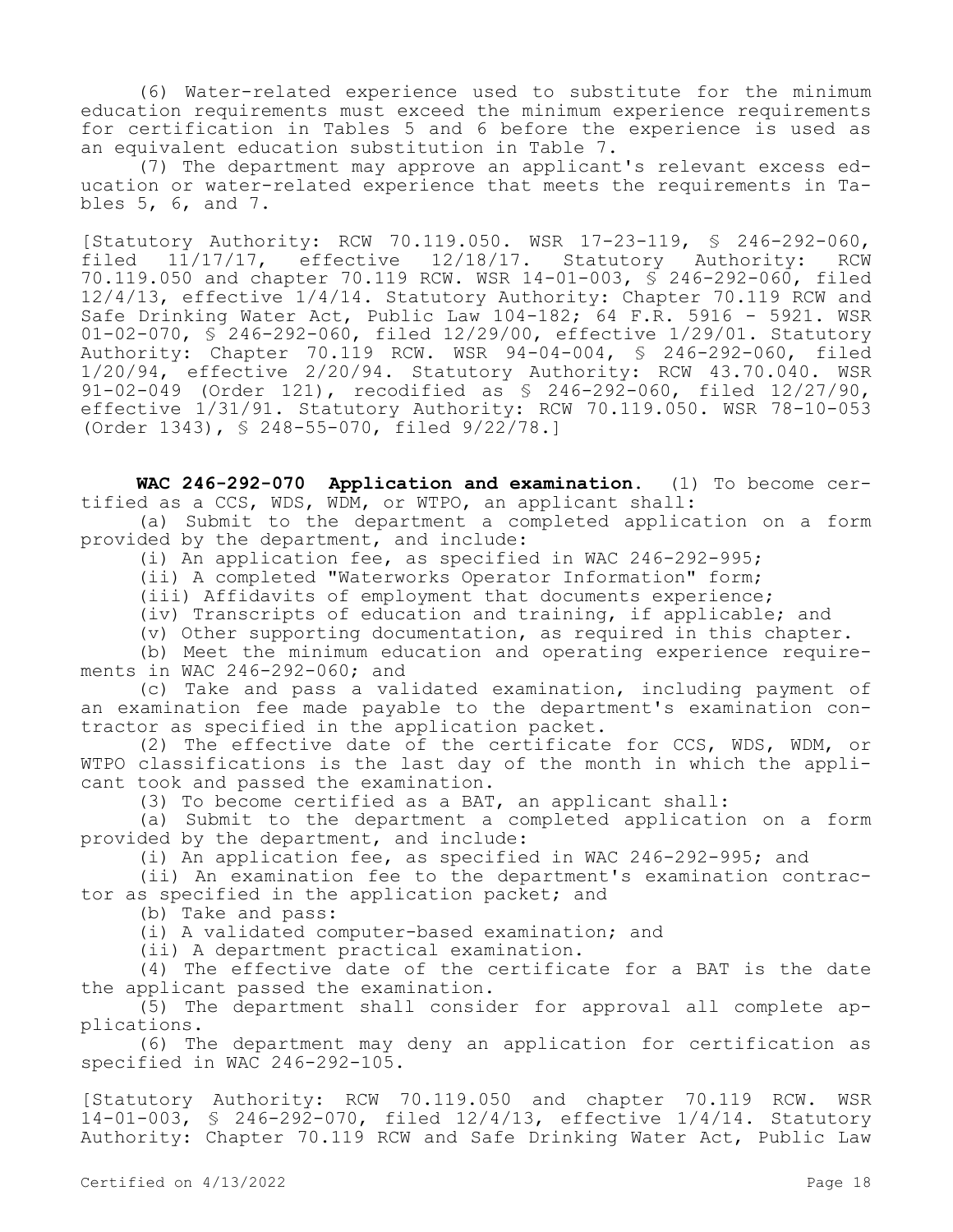(6) Water-related experience used to substitute for the minimum education requirements must exceed the minimum experience requirements for certification in Tables 5 and 6 before the experience is used as an equivalent education substitution in Table 7.

(7) The department may approve an applicant's relevant excess education or water-related experience that meets the requirements in Tables 5, 6, and 7.

[Statutory Authority: RCW 70.119.050. WSR 17-23-119, § 246-292-060, filed 11/17/17, effective 12/18/17. Statutory Authority: RCW 70.119.050 and chapter 70.119 RCW. WSR 14-01-003, § 246-292-060, filed 12/4/13, effective 1/4/14. Statutory Authority: Chapter 70.119 RCW and Safe Drinking Water Act, Public Law 104-182; 64 F.R. 5916 - 5921. WSR 01-02-070, § 246-292-060, filed 12/29/00, effective 1/29/01. Statutory Authority: Chapter 70.119 RCW. WSR 94-04-004, § 246-292-060, filed 1/20/94, effective 2/20/94. Statutory Authority: RCW 43.70.040. WSR 91-02-049 (Order 121), recodified as § 246-292-060, filed 12/27/90, effective 1/31/91. Statutory Authority: RCW 70.119.050. WSR 78-10-053 (Order 1343), § 248-55-070, filed 9/22/78.]

**WAC 246-292-070 Application and examination.** (1) To become certified as a CCS, WDS, WDM, or WTPO, an applicant shall:

(a) Submit to the department a completed application on a form provided by the department, and include:

(i) An application fee, as specified in WAC 246-292-995;

(ii) A completed "Waterworks Operator Information" form;

(iii) Affidavits of employment that documents experience;

(iv) Transcripts of education and training, if applicable; and

(v) Other supporting documentation, as required in this chapter.

(b) Meet the minimum education and operating experience requirements in WAC 246-292-060; and

(c) Take and pass a validated examination, including payment of an examination fee made payable to the department's examination contractor as specified in the application packet.

(2) The effective date of the certificate for CCS, WDS, WDM, or WTPO classifications is the last day of the month in which the applicant took and passed the examination.

(3) To become certified as a BAT, an applicant shall:

(a) Submit to the department a completed application on a form provided by the department, and include:

(i) An application fee, as specified in WAC 246-292-995; and

(ii) An examination fee to the department's examination contractor as specified in the application packet; and

(b) Take and pass:

(i) A validated computer-based examination; and

(ii) A department practical examination.

(4) The effective date of the certificate for a BAT is the date the applicant passed the examination.

(5) The department shall consider for approval all complete applications.

(6) The department may deny an application for certification as specified in WAC 246-292-105.

[Statutory Authority: RCW 70.119.050 and chapter 70.119 RCW. WSR 14-01-003, § 246-292-070, filed 12/4/13, effective 1/4/14. Statutory Authority: Chapter 70.119 RCW and Safe Drinking Water Act, Public Law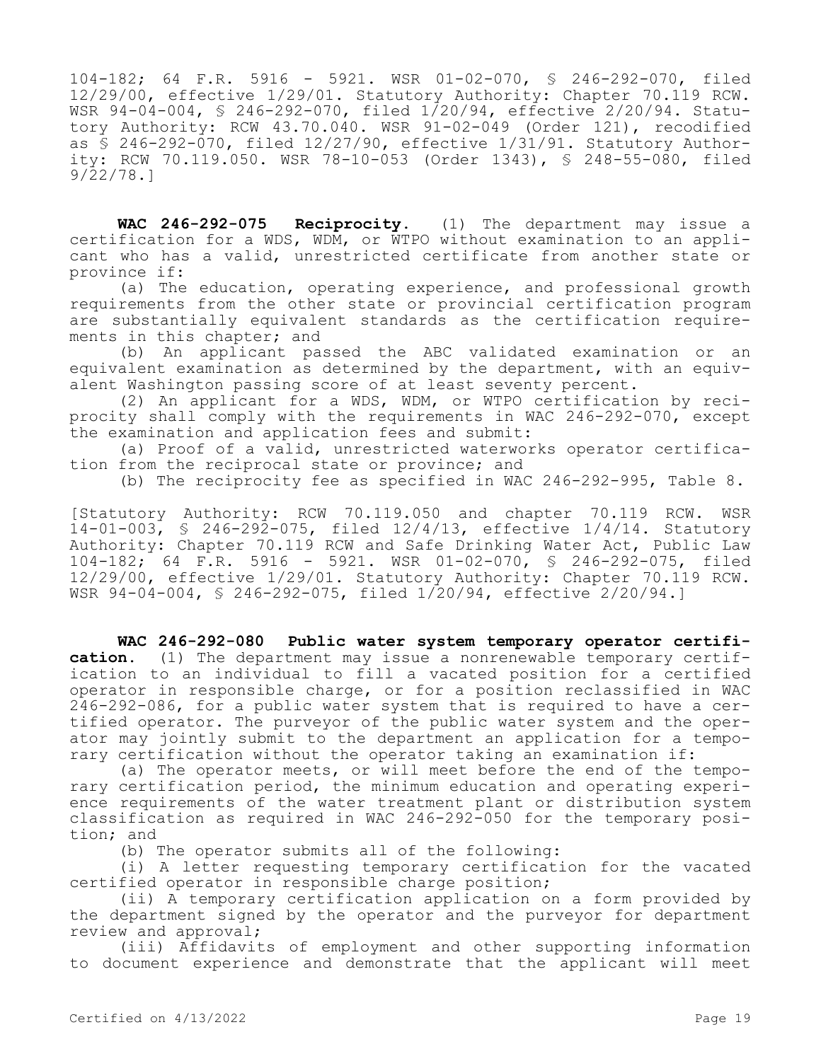104-182; 64 F.R. 5916 - 5921. WSR 01-02-070, § 246-292-070, filed 12/29/00, effective 1/29/01. Statutory Authority: Chapter 70.119 RCW. WSR 94-04-004, § 246-292-070, filed 1/20/94, effective 2/20/94. Statutory Authority: RCW 43.70.040. WSR 91-02-049 (Order 121), recodified as § 246-292-070, filed 12/27/90, effective 1/31/91. Statutory Authority: RCW 70.119.050. WSR 78-10-053 (Order 1343), § 248-55-080, filed 9/22/78.]

**WAC 246-292-075 Reciprocity.** (1) The department may issue a certification for a WDS, WDM, or WTPO without examination to an applicant who has a valid, unrestricted certificate from another state or province if:

(a) The education, operating experience, and professional growth requirements from the other state or provincial certification program are substantially equivalent standards as the certification requirements in this chapter; and

(b) An applicant passed the ABC validated examination or an equivalent examination as determined by the department, with an equivalent Washington passing score of at least seventy percent.

(2) An applicant for a WDS, WDM, or WTPO certification by reciprocity shall comply with the requirements in WAC 246-292-070, except the examination and application fees and submit:

(a) Proof of a valid, unrestricted waterworks operator certification from the reciprocal state or province; and

(b) The reciprocity fee as specified in WAC 246-292-995, Table 8.

[Statutory Authority: RCW 70.119.050 and chapter 70.119 RCW. WSR 14-01-003, § 246-292-075, filed 12/4/13, effective 1/4/14. Statutory Authority: Chapter 70.119 RCW and Safe Drinking Water Act, Public Law 104-182; 64 F.R. 5916 - 5921. WSR 01-02-070, § 246-292-075, filed 12/29/00, effective 1/29/01. Statutory Authority: Chapter 70.119 RCW. WSR 94-04-004, § 246-292-075, filed 1/20/94, effective 2/20/94.]

**WAC 246-292-080 Public water system temporary operator certification.** (1) The department may issue a nonrenewable temporary certification to an individual to fill a vacated position for a certified operator in responsible charge, or for a position reclassified in WAC 246-292-086, for a public water system that is required to have a certified operator. The purveyor of the public water system and the operator may jointly submit to the department an application for a temporary certification without the operator taking an examination if:

(a) The operator meets, or will meet before the end of the temporary certification period, the minimum education and operating experience requirements of the water treatment plant or distribution system classification as required in WAC 246-292-050 for the temporary position; and

(b) The operator submits all of the following:

(i) A letter requesting temporary certification for the vacated certified operator in responsible charge position;

(ii) A temporary certification application on a form provided by the department signed by the operator and the purveyor for department review and approval;

(iii) Affidavits of employment and other supporting information to document experience and demonstrate that the applicant will meet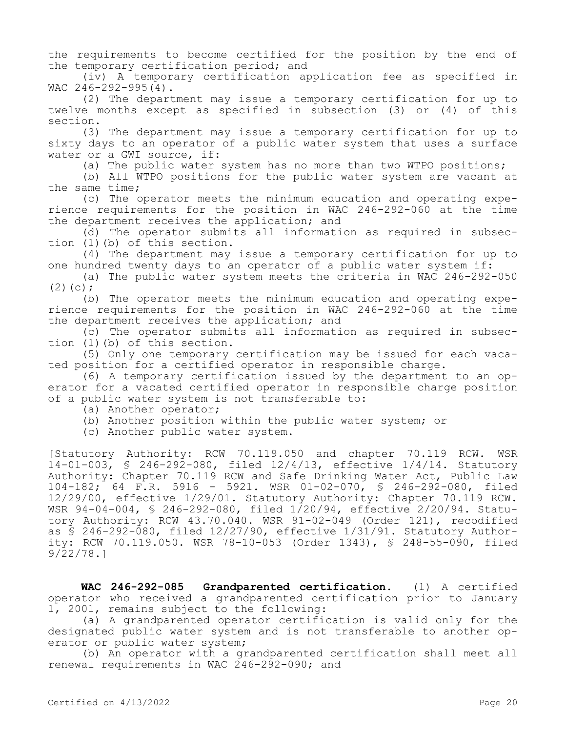the requirements to become certified for the position by the end of the temporary certification period; and

(iv) A temporary certification application fee as specified in WAC 246-292-995(4).

(2) The department may issue a temporary certification for up to twelve months except as specified in subsection (3) or (4) of this section.

(3) The department may issue a temporary certification for up to sixty days to an operator of a public water system that uses a surface water or a GWI source, if:

(a) The public water system has no more than two WTPO positions;

(b) All WTPO positions for the public water system are vacant at the same time;

(c) The operator meets the minimum education and operating experience requirements for the position in WAC 246-292-060 at the time the department receives the application; and

(d) The operator submits all information as required in subsection (1)(b) of this section.

(4) The department may issue a temporary certification for up to one hundred twenty days to an operator of a public water system if:

(a) The public water system meets the criteria in WAC 246-292-050 (2)(c);

(b) The operator meets the minimum education and operating experience requirements for the position in WAC 246-292-060 at the time the department receives the application; and

(c) The operator submits all information as required in subsection (1)(b) of this section.

(5) Only one temporary certification may be issued for each vacated position for a certified operator in responsible charge.

(6) A temporary certification issued by the department to an operator for a vacated certified operator in responsible charge position of a public water system is not transferable to:

(a) Another operator;

(b) Another position within the public water system; or

(c) Another public water system.

[Statutory Authority: RCW 70.119.050 and chapter 70.119 RCW. WSR 14-01-003, § 246-292-080, filed 12/4/13, effective 1/4/14. Statutory Authority: Chapter 70.119 RCW and Safe Drinking Water Act, Public Law 104-182; 64 F.R. 5916 - 5921. WSR 01-02-070, § 246-292-080, filed 12/29/00, effective 1/29/01. Statutory Authority: Chapter 70.119 RCW. WSR 94-04-004, § 246-292-080, filed 1/20/94, effective 2/20/94. Statutory Authority: RCW 43.70.040. WSR 91-02-049 (Order 121), recodified as § 246-292-080, filed 12/27/90, effective 1/31/91. Statutory Authority: RCW 70.119.050. WSR 78-10-053 (Order 1343), § 248-55-090, filed 9/22/78.]

**WAC 246-292-085 Grandparented certification.** (1) A certified operator who received a grandparented certification prior to January 1, 2001, remains subject to the following:

(a) A grandparented operator certification is valid only for the designated public water system and is not transferable to another operator or public water system;

(b) An operator with a grandparented certification shall meet all renewal requirements in WAC 246-292-090; and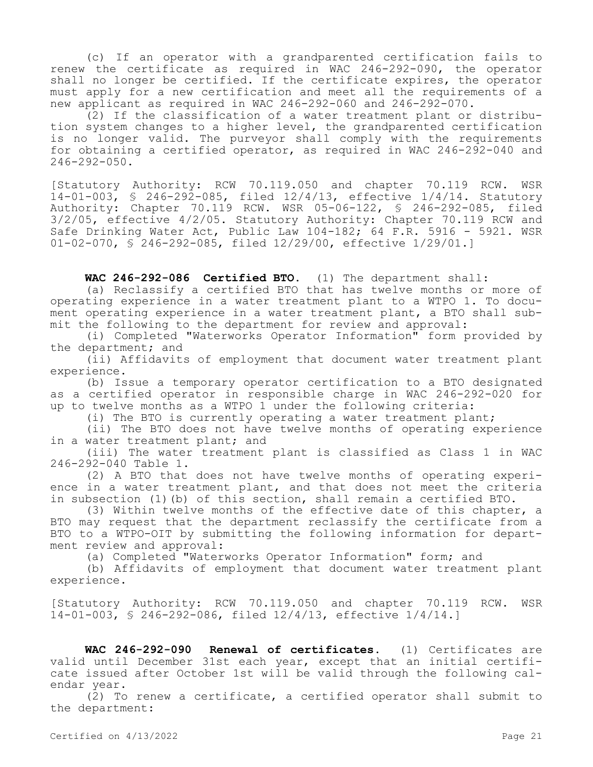(c) If an operator with a grandparented certification fails to renew the certificate as required in WAC 246-292-090, the operator shall no longer be certified. If the certificate expires, the operator must apply for a new certification and meet all the requirements of a new applicant as required in WAC 246-292-060 and 246-292-070.

(2) If the classification of a water treatment plant or distribution system changes to a higher level, the grandparented certification is no longer valid. The purveyor shall comply with the requirements for obtaining a certified operator, as required in WAC 246-292-040 and 246-292-050.

[Statutory Authority: RCW 70.119.050 and chapter 70.119 RCW. WSR 14-01-003, § 246-292-085, filed 12/4/13, effective 1/4/14. Statutory Authority: Chapter 70.119 RCW. WSR 05-06-122, § 246-292-085, filed 3/2/05, effective 4/2/05. Statutory Authority: Chapter 70.119 RCW and Safe Drinking Water Act, Public Law 104-182; 64 F.R. 5916 - 5921. WSR 01-02-070, § 246-292-085, filed 12/29/00, effective 1/29/01.]

**WAC 246-292-086 Certified BTO.** (1) The department shall:

(a) Reclassify a certified BTO that has twelve months or more of operating experience in a water treatment plant to a WTPO 1. To document operating experience in a water treatment plant, a BTO shall submit the following to the department for review and approval:

(i) Completed "Waterworks Operator Information" form provided by the department; and

(ii) Affidavits of employment that document water treatment plant experience.

(b) Issue a temporary operator certification to a BTO designated as a certified operator in responsible charge in WAC 246-292-020 for up to twelve months as a WTPO 1 under the following criteria:

(i) The BTO is currently operating a water treatment plant;

(ii) The BTO does not have twelve months of operating experience in a water treatment plant; and

(iii) The water treatment plant is classified as Class 1 in WAC 246-292-040 Table 1.

(2) A BTO that does not have twelve months of operating experience in a water treatment plant, and that does not meet the criteria in subsection (1)(b) of this section, shall remain a certified BTO.

(3) Within twelve months of the effective date of this chapter, a BTO may request that the department reclassify the certificate from a BTO to a WTPO-OIT by submitting the following information for department review and approval:

(a) Completed "Waterworks Operator Information" form; and

(b) Affidavits of employment that document water treatment plant experience.

[Statutory Authority: RCW 70.119.050 and chapter 70.119 RCW. WSR 14-01-003, § 246-292-086, filed 12/4/13, effective 1/4/14.]

**WAC 246-292-090 Renewal of certificates.** (1) Certificates are valid until December 31st each year, except that an initial certificate issued after October 1st will be valid through the following calendar year.

(2) To renew a certificate, a certified operator shall submit to the department: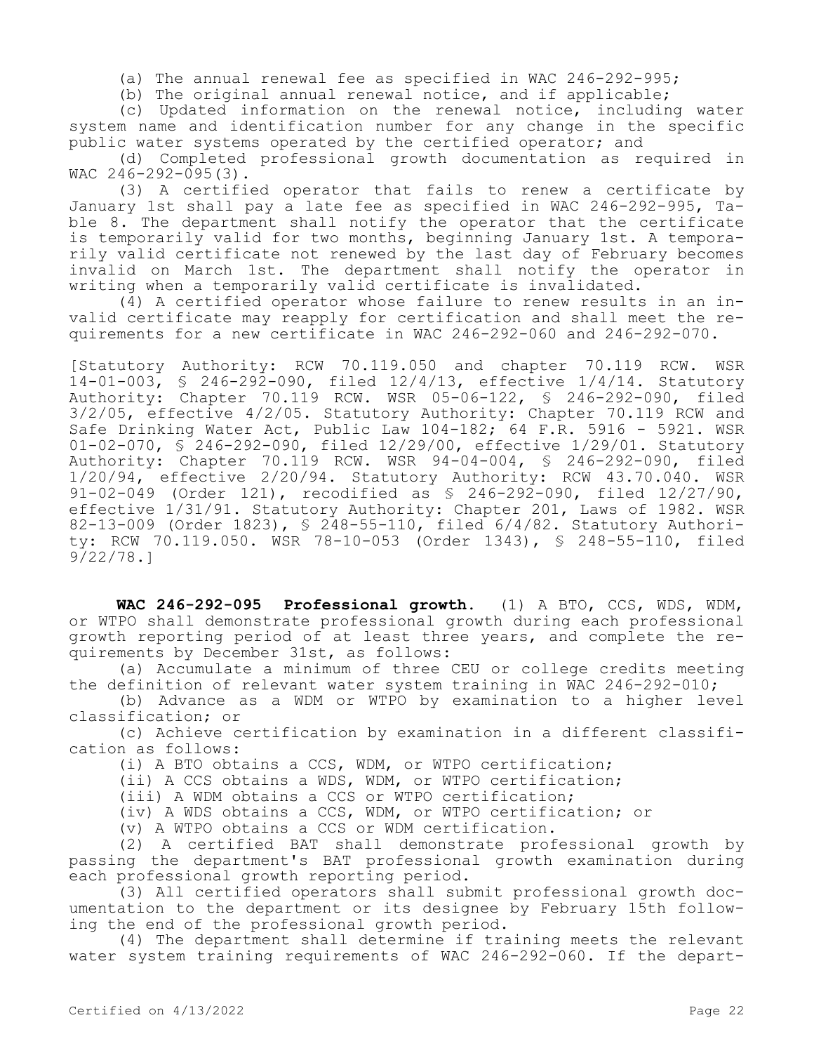(a) The annual renewal fee as specified in WAC 246-292-995;

(b) The original annual renewal notice, and if applicable;

(c) Updated information on the renewal notice, including water system name and identification number for any change in the specific public water systems operated by the certified operator; and

(d) Completed professional growth documentation as required in WAC 246-292-095(3).

(3) A certified operator that fails to renew a certificate by January 1st shall pay a late fee as specified in WAC 246-292-995, Table 8. The department shall notify the operator that the certificate is temporarily valid for two months, beginning January 1st. A temporarily valid certificate not renewed by the last day of February becomes invalid on March 1st. The department shall notify the operator in writing when a temporarily valid certificate is invalidated.

(4) A certified operator whose failure to renew results in an invalid certificate may reapply for certification and shall meet the requirements for a new certificate in WAC 246-292-060 and 246-292-070.

[Statutory Authority: RCW 70.119.050 and chapter 70.119 RCW. WSR 14-01-003, § 246-292-090, filed 12/4/13, effective 1/4/14. Statutory Authority: Chapter 70.119 RCW. WSR 05-06-122, § 246-292-090, filed 3/2/05, effective 4/2/05. Statutory Authority: Chapter 70.119 RCW and Safe Drinking Water Act, Public Law 104-182; 64 F.R. 5916 - 5921. WSR 01-02-070, § 246-292-090, filed 12/29/00, effective 1/29/01. Statutory Authority: Chapter 70.119 RCW. WSR 94-04-004, § 246-292-090, filed 1/20/94, effective 2/20/94. Statutory Authority: RCW 43.70.040. WSR 91-02-049 (Order 121), recodified as § 246-292-090, filed 12/27/90, effective 1/31/91. Statutory Authority: Chapter 201, Laws of 1982. WSR 82-13-009 (Order 1823), § 248-55-110, filed 6/4/82. Statutory Authority: RCW 70.119.050. WSR 78-10-053 (Order 1343), § 248-55-110, filed 9/22/78.]

**WAC 246-292-095 Professional growth.** (1) A BTO, CCS, WDS, WDM, or WTPO shall demonstrate professional growth during each professional growth reporting period of at least three years, and complete the requirements by December 31st, as follows:

(a) Accumulate a minimum of three CEU or college credits meeting the definition of relevant water system training in WAC 246-292-010;

(b) Advance as a WDM or WTPO by examination to a higher level classification; or

(c) Achieve certification by examination in a different classification as follows:

(i) A BTO obtains a CCS, WDM, or WTPO certification;

(ii) A CCS obtains a WDS, WDM, or WTPO certification;

(iii) A WDM obtains a CCS or WTPO certification;

(iv) A WDS obtains a CCS, WDM, or WTPO certification; or

(v) A WTPO obtains a CCS or WDM certification.

(2) A certified BAT shall demonstrate professional growth by passing the department's BAT professional growth examination during each professional growth reporting period.

(3) All certified operators shall submit professional growth documentation to the department or its designee by February 15th following the end of the professional growth period.

(4) The department shall determine if training meets the relevant water system training requirements of WAC 246-292-060. If the depart-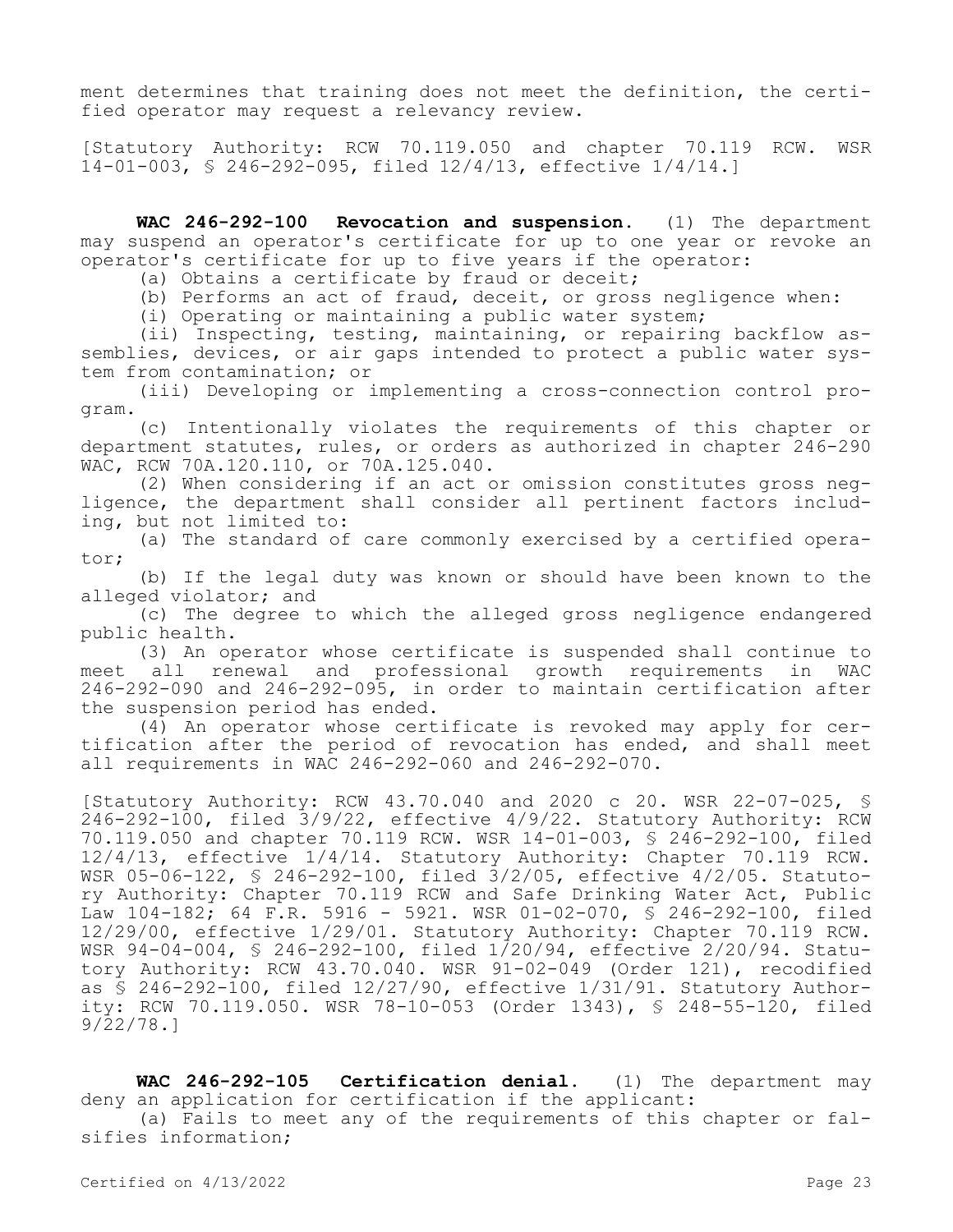ment determines that training does not meet the definition, the certified operator may request a relevancy review.

[Statutory Authority: RCW 70.119.050 and chapter 70.119 RCW. WSR 14-01-003, § 246-292-095, filed 12/4/13, effective 1/4/14.]

**WAC 246-292-100 Revocation and suspension.** (1) The department may suspend an operator's certificate for up to one year or revoke an operator's certificate for up to five years if the operator:

(a) Obtains a certificate by fraud or deceit;

(b) Performs an act of fraud, deceit, or gross negligence when:

(i) Operating or maintaining a public water system;

(ii) Inspecting, testing, maintaining, or repairing backflow assemblies, devices, or air gaps intended to protect a public water system from contamination; or

(iii) Developing or implementing a cross-connection control program.

(c) Intentionally violates the requirements of this chapter or department statutes, rules, or orders as authorized in chapter 246-290 WAC, RCW 70A.120.110, or 70A.125.040.

(2) When considering if an act or omission constitutes gross negligence, the department shall consider all pertinent factors including, but not limited to:

(a) The standard of care commonly exercised by a certified operator;

(b) If the legal duty was known or should have been known to the alleged violator; and

(c) The degree to which the alleged gross negligence endangered public health.

(3) An operator whose certificate is suspended shall continue to meet all renewal and professional growth requirements in WAC 246-292-090 and 246-292-095, in order to maintain certification after the suspension period has ended.

(4) An operator whose certificate is revoked may apply for certification after the period of revocation has ended, and shall meet all requirements in WAC 246-292-060 and 246-292-070.

[Statutory Authority: RCW 43.70.040 and 2020 c 20. WSR 22-07-025, § 246-292-100, filed 3/9/22, effective 4/9/22. Statutory Authority: RCW 70.119.050 and chapter 70.119 RCW. WSR 14-01-003, § 246-292-100, filed 12/4/13, effective 1/4/14. Statutory Authority: Chapter 70.119 RCW. WSR 05-06-122, § 246-292-100, filed 3/2/05, effective 4/2/05. Statutory Authority: Chapter 70.119 RCW and Safe Drinking Water Act, Public Law 104-182; 64 F.R. 5916 - 5921. WSR 01-02-070, § 246-292-100, filed 12/29/00, effective 1/29/01. Statutory Authority: Chapter 70.119 RCW. WSR 94-04-004, § 246-292-100, filed 1/20/94, effective 2/20/94. Statutory Authority: RCW 43.70.040. WSR 91-02-049 (Order 121), recodified as § 246-292-100, filed 12/27/90, effective 1/31/91. Statutory Authority: RCW 70.119.050. WSR 78-10-053 (Order 1343), § 248-55-120, filed 9/22/78.]

**WAC 246-292-105 Certification denial.** (1) The department may deny an application for certification if the applicant:

(a) Fails to meet any of the requirements of this chapter or falsifies information;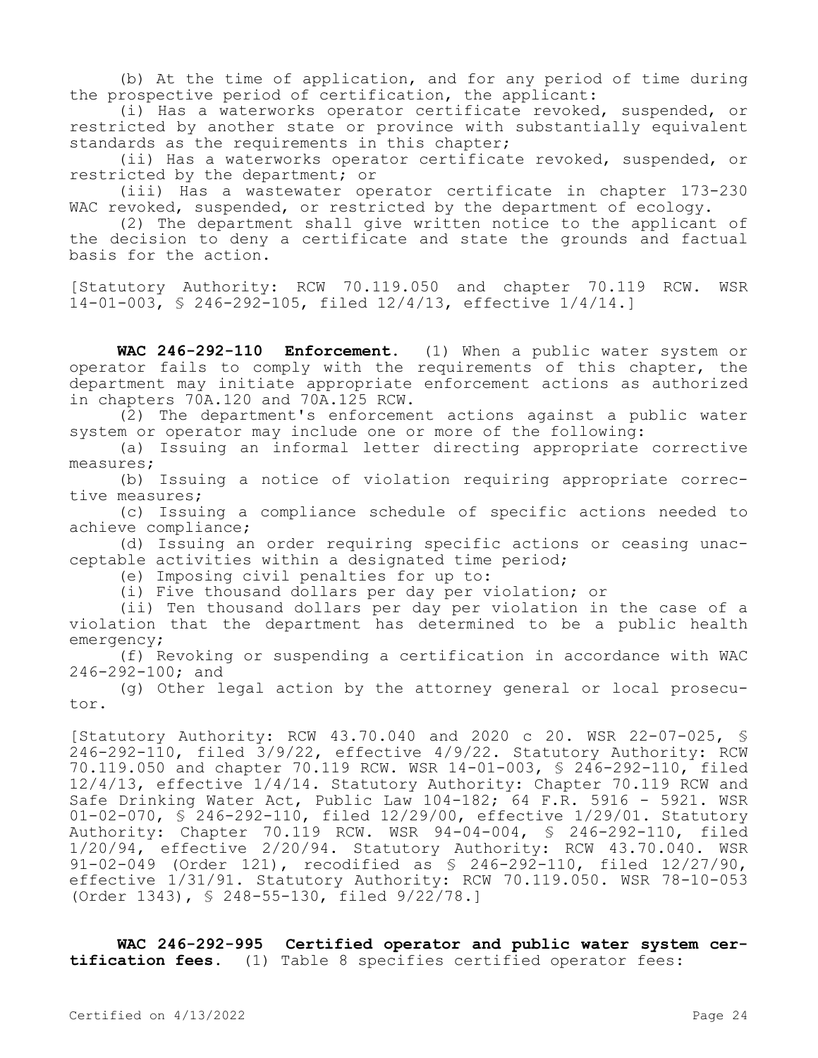(b) At the time of application, and for any period of time during the prospective period of certification, the applicant:

(i) Has a waterworks operator certificate revoked, suspended, or restricted by another state or province with substantially equivalent standards as the requirements in this chapter;

(ii) Has a waterworks operator certificate revoked, suspended, or restricted by the department; or

(iii) Has a wastewater operator certificate in chapter 173-230 WAC revoked, suspended, or restricted by the department of ecology.

(2) The department shall give written notice to the applicant of the decision to deny a certificate and state the grounds and factual basis for the action.

[Statutory Authority: RCW 70.119.050 and chapter 70.119 RCW. WSR 14-01-003, § 246-292-105, filed 12/4/13, effective 1/4/14.]

**WAC 246-292-110 Enforcement.** (1) When a public water system or operator fails to comply with the requirements of this chapter, the department may initiate appropriate enforcement actions as authorized in chapters 70A.120 and 70A.125 RCW.

(2) The department's enforcement actions against a public water system or operator may include one or more of the following:

(a) Issuing an informal letter directing appropriate corrective measures;

(b) Issuing a notice of violation requiring appropriate corrective measures;

(c) Issuing a compliance schedule of specific actions needed to achieve compliance;

(d) Issuing an order requiring specific actions or ceasing unacceptable activities within a designated time period;

(e) Imposing civil penalties for up to:

(i) Five thousand dollars per day per violation; or

(ii) Ten thousand dollars per day per violation in the case of a violation that the department has determined to be a public health emergency;

(f) Revoking or suspending a certification in accordance with WAC 246-292-100; and

(g) Other legal action by the attorney general or local prosecutor.

[Statutory Authority: RCW 43.70.040 and 2020 c 20. WSR 22-07-025, § 246-292-110, filed 3/9/22, effective 4/9/22. Statutory Authority: RCW 70.119.050 and chapter 70.119 RCW. WSR 14-01-003, § 246-292-110, filed 12/4/13, effective 1/4/14. Statutory Authority: Chapter 70.119 RCW and Safe Drinking Water Act, Public Law 104-182; 64 F.R. 5916 - 5921. WSR 01-02-070, § 246-292-110, filed 12/29/00, effective 1/29/01. Statutory Authority: Chapter 70.119 RCW. WSR 94-04-004, § 246-292-110, filed 1/20/94, effective 2/20/94. Statutory Authority: RCW 43.70.040. WSR 91-02-049 (Order 121), recodified as § 246-292-110, filed 12/27/90, effective 1/31/91. Statutory Authority: RCW 70.119.050. WSR 78-10-053 (Order 1343), § 248-55-130, filed 9/22/78.]

**WAC 246-292-995 Certified operator and public water system certification fees.** (1) Table 8 specifies certified operator fees: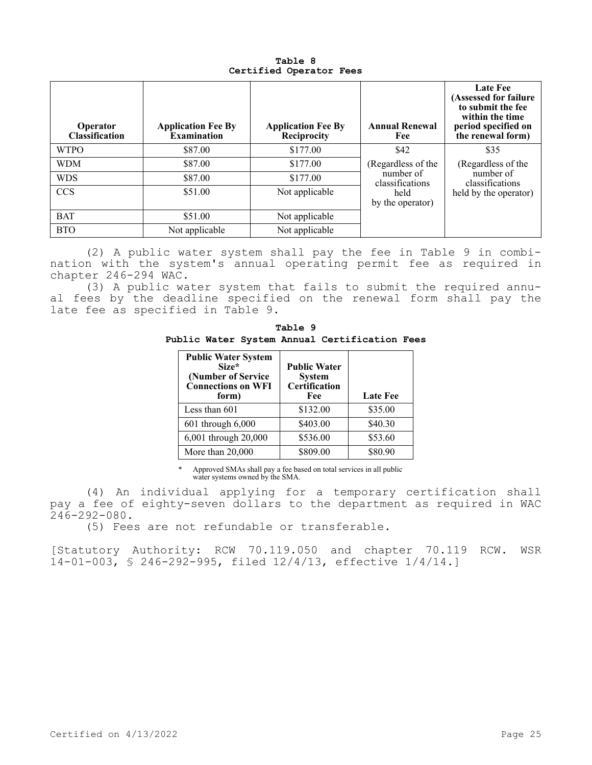**Table 8**
**Certified Operator Fees**

| Operator Classification | Application Fee By Examination | Application Fee By Reciprocity | Annual Renewal Fee | Late Fee (Assessed for failure to submit the fee within the time period specified on the renewal form) |
|---|---|---|---|---|
| WTPO | $87.00 | $177.00 | $42 | $35 |
| WDM | $87.00 | $177.00 | (Regardless of the number of classifications held by the operator) | (Regardless of the number of classifications held by the operator) |
| WDS | $87.00 | $177.00 | | |
| CCS | $51.00 | Not applicable | | |
| BAT | $51.00 | Not applicable | | |
| BTO | Not applicable | Not applicable | | |

(2) A public water system shall pay the fee in Table 9 in combination with the system's annual operating permit fee as required in chapter 246-294 WAC.

(3) A public water system that fails to submit the required annual fees by the deadline specified on the renewal form shall pay the late fee as specified in Table 9.

**Table 9**
**Public Water System Annual Certification Fees**

| Public Water System Size* (Number of Service Connections on WFI form) | Public Water System Certification Fee | Late Fee |
|---|---|---|
| Less than 601 | $132.00 | $35.00 |
| 601 through 6,000 | $403.00 | $40.30 |
| 6,001 through 20,000 | $536.00 | $53.60 |
| More than 20,000 | $809.00 | $80.90 |

\* Approved SMAs shall pay a fee based on total services in all public water systems owned by the SMA.

(4) An individual applying for a temporary certification shall pay a fee of eighty-seven dollars to the department as required in WAC 246-292-080.

(5) Fees are not refundable or transferable.

[Statutory Authority: RCW 70.119.050 and chapter 70.119 RCW. WSR 14-01-003, § 246-292-995, filed 12/4/13, effective 1/4/14.]